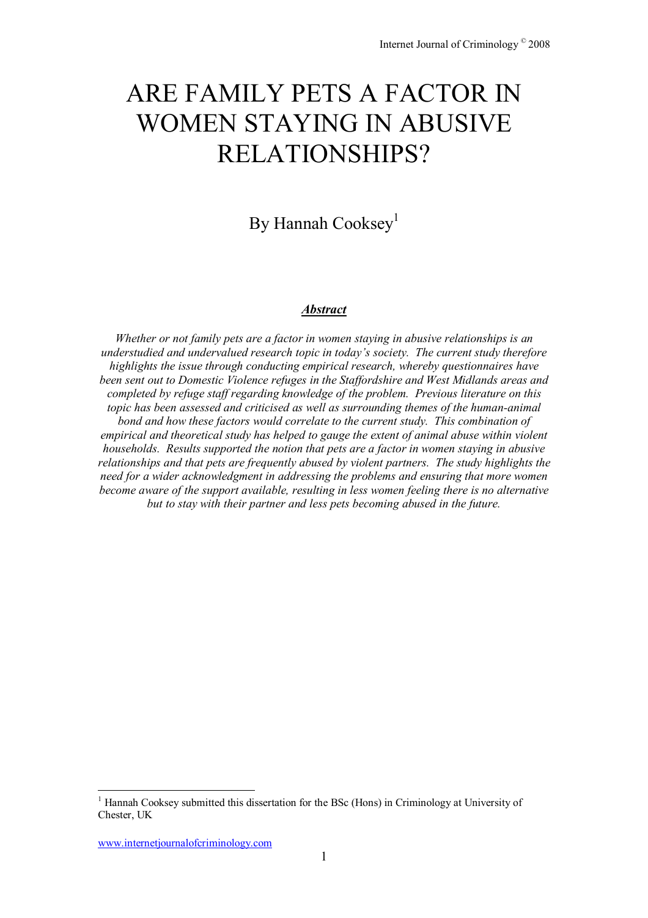# ARE FAMILY PETS A FACTOR IN WOMEN STAYING IN ABUSIVE RELATIONSHIPS?

By Hannah Cooksey[1]

***Abstract***

*Whether or not family pets are a factor in women staying in abusive relationships is an understudied and undervalued research topic in today's society. The current study therefore highlights the issue through conducting empirical research, whereby questionnaires have been sent out to Domestic Violence refuges in the Staffordshire and West Midlands areas and completed by refuge staff regarding knowledge of the problem. Previous literature on this topic has been assessed and criticised as well as surrounding themes of the human-animal bond and how these factors would correlate to the current study. This combination of empirical and theoretical study has helped to gauge the extent of animal abuse within violent households. Results supported the notion that pets are a factor in women staying in abusive relationships and that pets are frequently abused by violent partners. The study highlights the need for a wider acknowledgment in addressing the problems and ensuring that more women become aware of the support available, resulting in less women feeling there is no alternative but to stay with their partner and less pets becoming abused in the future.*

[1] Hannah Cooksey submitted this dissertation for the BSc (Hons) in Criminology at University of Chester, UK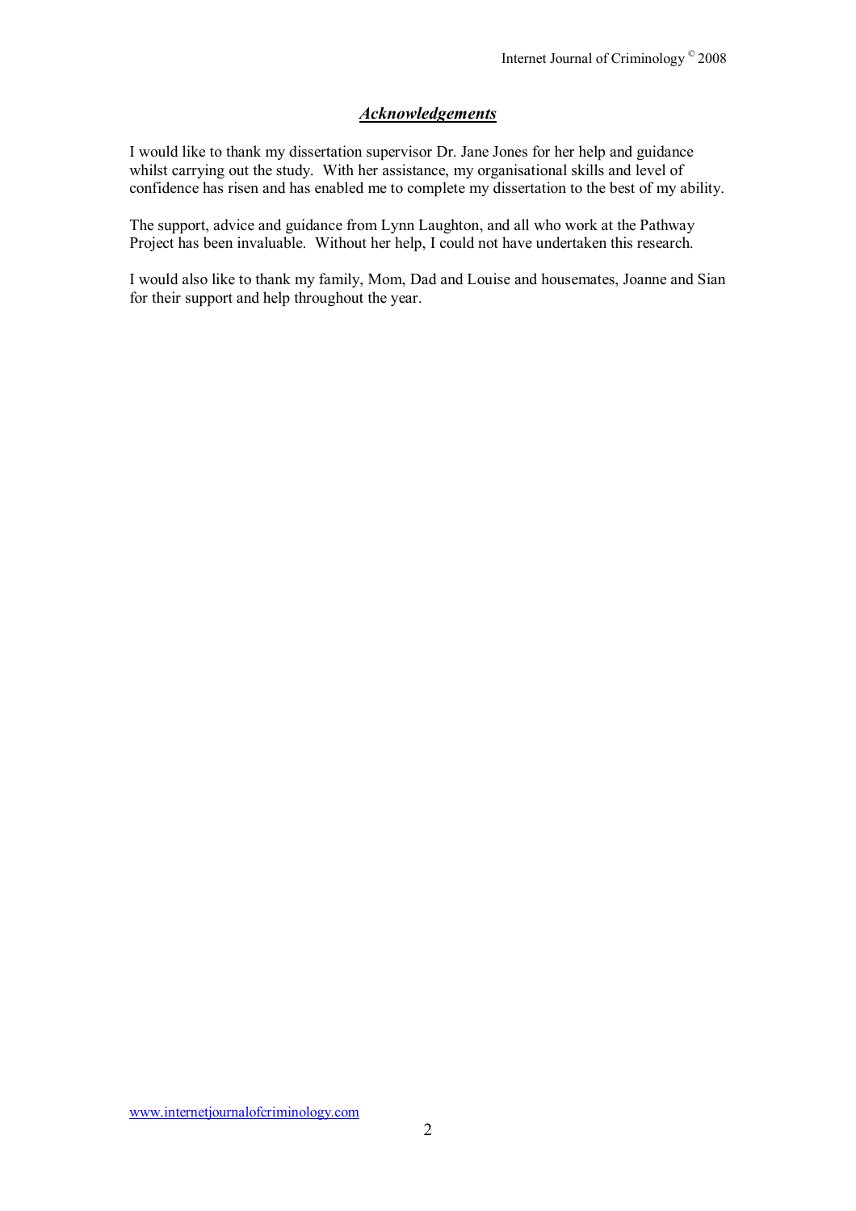## ***Acknowledgements***

I would like to thank my dissertation supervisor Dr. Jane Jones for her help and guidance whilst carrying out the study. With her assistance, my organisational skills and level of confidence has risen and has enabled me to complete my dissertation to the best of my ability.

The support, advice and guidance from Lynn Laughton, and all who work at the Pathway Project has been invaluable. Without her help, I could not have undertaken this research.

I would also like to thank my family, Mom, Dad and Louise and housemates, Joanne and Sian for their support and help throughout the year.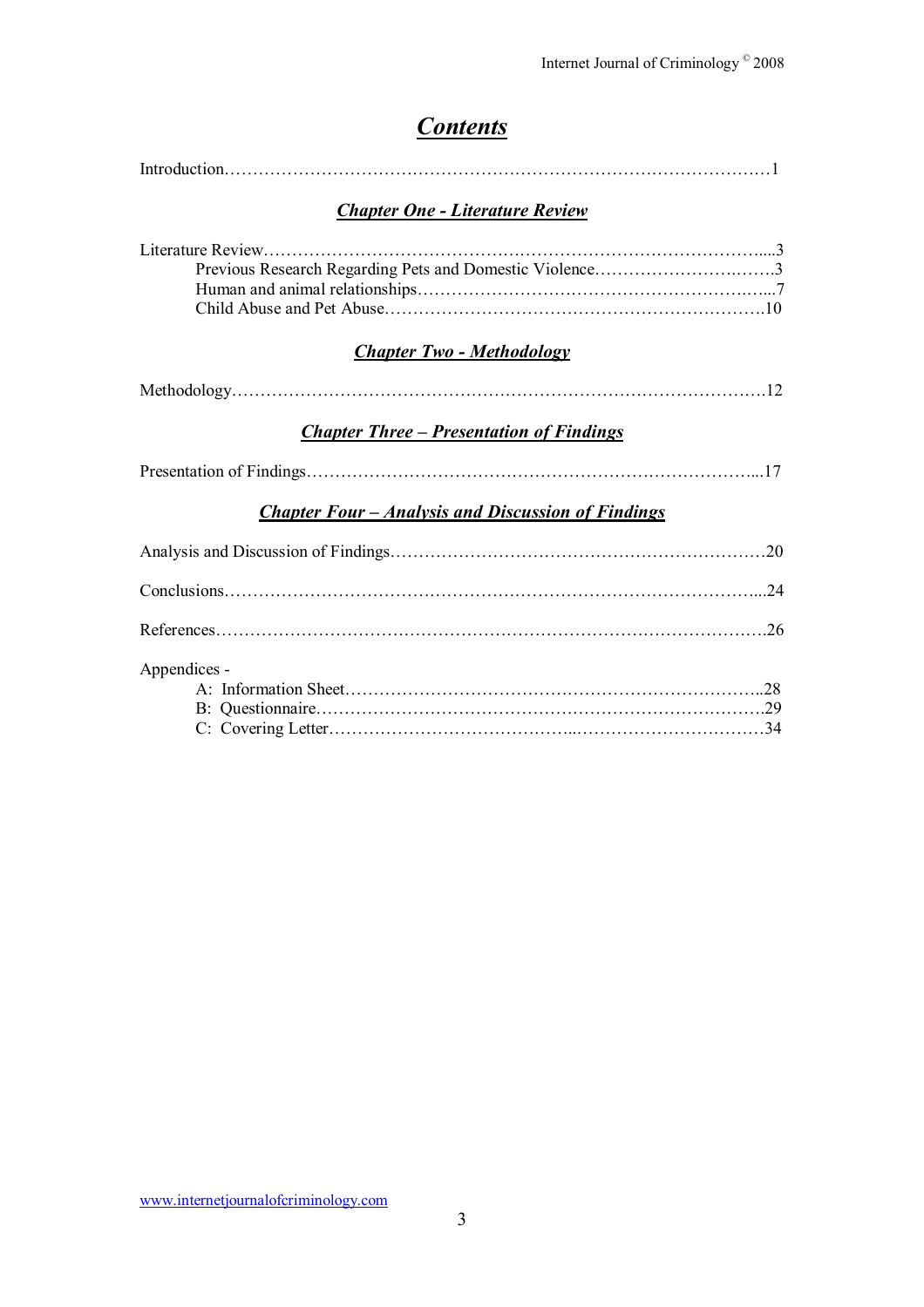# *Contents*

Introduction……………………………………………………………………………………1

## *Chapter One - Literature Review*

Literature Review…………………………………………………………………………....3
- Previous Research Regarding Pets and Domestic Violence…………………………….3
- Human and animal relationships……………………………………………………....7
- Child Abuse and Pet Abuse……………………………………………………………10

## *Chapter Two - Methodology*

Methodology…………………………………………………………………………………12

## *Chapter Three – Presentation of Findings*

Presentation of Findings……………………………………………………………………...17

## *Chapter Four – Analysis and Discussion of Findings*

Analysis and Discussion of Findings…………………………………………………………20

Conclusions…………………………………………………………………………………...24

References…………………………………………………………………………………….26

Appendices -
- A: Information Sheet………………………………………………………………..28
- B: Questionnaire……………………………………………………………………….29
- C: Covering Letter……………………………………………………………………34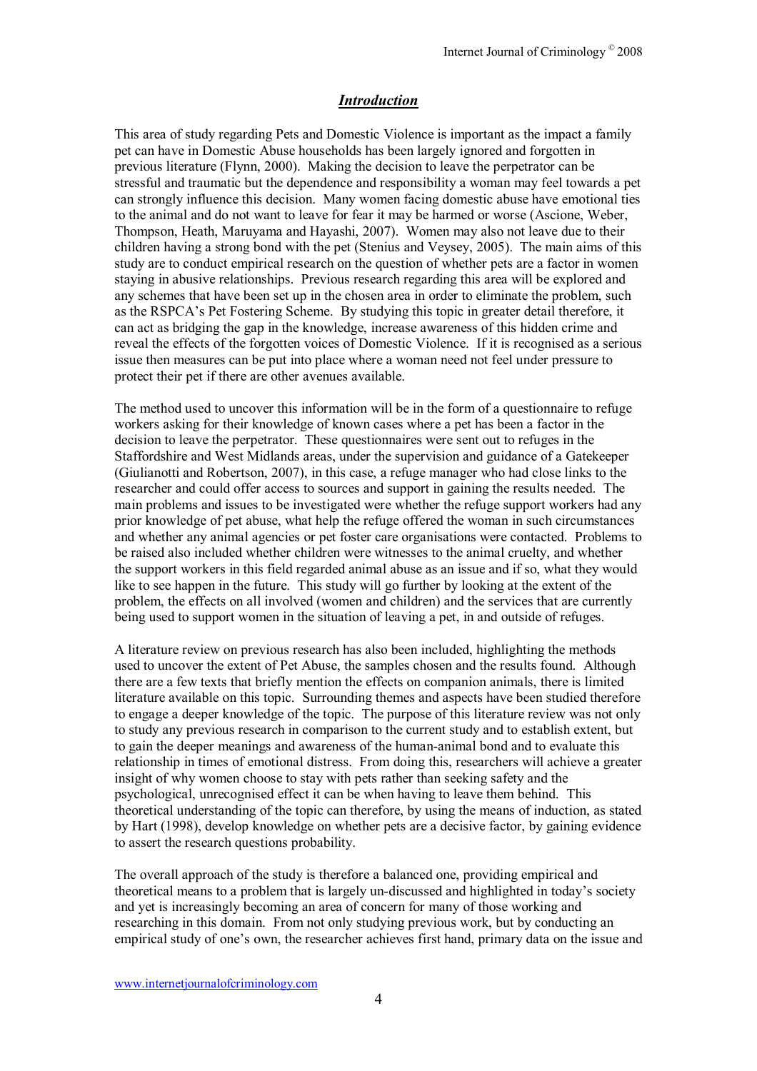## *Introduction*

This area of study regarding Pets and Domestic Violence is important as the impact a family pet can have in Domestic Abuse households has been largely ignored and forgotten in previous literature (Flynn, 2000). Making the decision to leave the perpetrator can be stressful and traumatic but the dependence and responsibility a woman may feel towards a pet can strongly influence this decision. Many women facing domestic abuse have emotional ties to the animal and do not want to leave for fear it may be harmed or worse (Ascione, Weber, Thompson, Heath, Maruyama and Hayashi, 2007). Women may also not leave due to their children having a strong bond with the pet (Stenius and Veysey, 2005). The main aims of this study are to conduct empirical research on the question of whether pets are a factor in women staying in abusive relationships. Previous research regarding this area will be explored and any schemes that have been set up in the chosen area in order to eliminate the problem, such as the RSPCA's Pet Fostering Scheme. By studying this topic in greater detail therefore, it can act as bridging the gap in the knowledge, increase awareness of this hidden crime and reveal the effects of the forgotten voices of Domestic Violence. If it is recognised as a serious issue then measures can be put into place where a woman need not feel under pressure to protect their pet if there are other avenues available.

The method used to uncover this information will be in the form of a questionnaire to refuge workers asking for their knowledge of known cases where a pet has been a factor in the decision to leave the perpetrator. These questionnaires were sent out to refuges in the Staffordshire and West Midlands areas, under the supervision and guidance of a Gatekeeper (Giulianotti and Robertson, 2007), in this case, a refuge manager who had close links to the researcher and could offer access to sources and support in gaining the results needed. The main problems and issues to be investigated were whether the refuge support workers had any prior knowledge of pet abuse, what help the refuge offered the woman in such circumstances and whether any animal agencies or pet foster care organisations were contacted. Problems to be raised also included whether children were witnesses to the animal cruelty, and whether the support workers in this field regarded animal abuse as an issue and if so, what they would like to see happen in the future. This study will go further by looking at the extent of the problem, the effects on all involved (women and children) and the services that are currently being used to support women in the situation of leaving a pet, in and outside of refuges.

A literature review on previous research has also been included, highlighting the methods used to uncover the extent of Pet Abuse, the samples chosen and the results found. Although there are a few texts that briefly mention the effects on companion animals, there is limited literature available on this topic. Surrounding themes and aspects have been studied therefore to engage a deeper knowledge of the topic. The purpose of this literature review was not only to study any previous research in comparison to the current study and to establish extent, but to gain the deeper meanings and awareness of the human-animal bond and to evaluate this relationship in times of emotional distress. From doing this, researchers will achieve a greater insight of why women choose to stay with pets rather than seeking safety and the psychological, unrecognised effect it can be when having to leave them behind. This theoretical understanding of the topic can therefore, by using the means of induction, as stated by Hart (1998), develop knowledge on whether pets are a decisive factor, by gaining evidence to assert the research questions probability.

The overall approach of the study is therefore a balanced one, providing empirical and theoretical means to a problem that is largely un-discussed and highlighted in today's society and yet is increasingly becoming an area of concern for many of those working and researching in this domain. From not only studying previous work, but by conducting an empirical study of one's own, the researcher achieves first hand, primary data on the issue and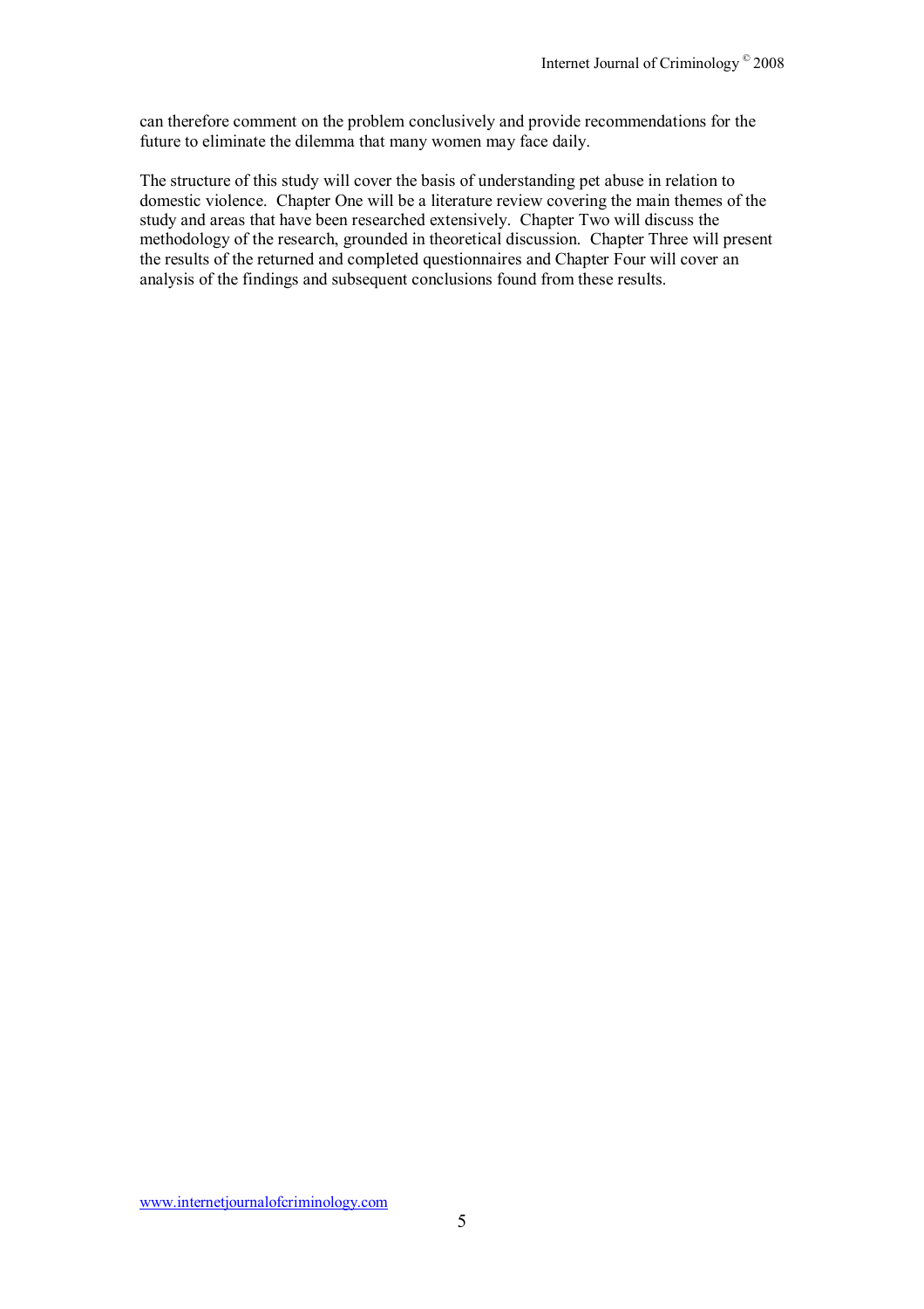can therefore comment on the problem conclusively and provide recommendations for the future to eliminate the dilemma that many women may face daily.

The structure of this study will cover the basis of understanding pet abuse in relation to domestic violence. Chapter One will be a literature review covering the main themes of the study and areas that have been researched extensively. Chapter Two will discuss the methodology of the research, grounded in theoretical discussion. Chapter Three will present the results of the returned and completed questionnaires and Chapter Four will cover an analysis of the findings and subsequent conclusions found from these results.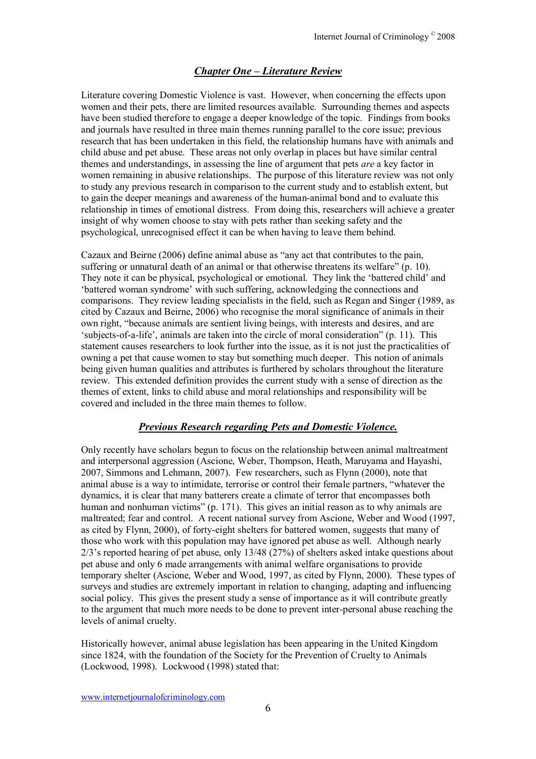## *Chapter One – Literature Review*

Literature covering Domestic Violence is vast. However, when concerning the effects upon women and their pets, there are limited resources available. Surrounding themes and aspects have been studied therefore to engage a deeper knowledge of the topic. Findings from books and journals have resulted in three main themes running parallel to the core issue; previous research that has been undertaken in this field, the relationship humans have with animals and child abuse and pet abuse. These areas not only overlap in places but have similar central themes and understandings, in assessing the line of argument that pets *are* a key factor in women remaining in abusive relationships. The purpose of this literature review was not only to study any previous research in comparison to the current study and to establish extent, but to gain the deeper meanings and awareness of the human-animal bond and to evaluate this relationship in times of emotional distress. From doing this, researchers will achieve a greater insight of why women choose to stay with pets rather than seeking safety and the psychological, unrecognised effect it can be when having to leave them behind.

Cazaux and Beirne (2006) define animal abuse as "any act that contributes to the pain, suffering or unnatural death of an animal or that otherwise threatens its welfare" (p. 10). They note it can be physical, psychological or emotional. They link the 'battered child' and 'battered woman syndrome' with such suffering, acknowledging the connections and comparisons. They review leading specialists in the field, such as Regan and Singer (1989, as cited by Cazaux and Beirne, 2006) who recognise the moral significance of animals in their own right, "because animals are sentient living beings, with interests and desires, and are 'subjects-of-a-life', animals are taken into the circle of moral consideration" (p. 11). This statement causes researchers to look further into the issue, as it is not just the practicalities of owning a pet that cause women to stay but something much deeper. This notion of animals being given human qualities and attributes is furthered by scholars throughout the literature review. This extended definition provides the current study with a sense of direction as the themes of extent, links to child abuse and moral relationships and responsibility will be covered and included in the three main themes to follow.

## *Previous Research regarding Pets and Domestic Violence.*

Only recently have scholars begun to focus on the relationship between animal maltreatment and interpersonal aggression (Ascione, Weber, Thompson, Heath, Maruyama and Hayashi, 2007, Simmons and Lehmann, 2007). Few researchers, such as Flynn (2000), note that animal abuse is a way to intimidate, terrorise or control their female partners, "whatever the dynamics, it is clear that many batterers create a climate of terror that encompasses both human and nonhuman victims" (p. 171). This gives an initial reason as to why animals are maltreated; fear and control. A recent national survey from Ascione, Weber and Wood (1997, as cited by Flynn, 2000), of forty-eight shelters for battered women, suggests that many of those who work with this population may have ignored pet abuse as well. Although nearly 2/3's reported hearing of pet abuse, only 13/48 (27%) of shelters asked intake questions about pet abuse and only 6 made arrangements with animal welfare organisations to provide temporary shelter (Ascione, Weber and Wood, 1997, as cited by Flynn, 2000). These types of surveys and studies are extremely important in relation to changing, adapting and influencing social policy. This gives the present study a sense of importance as it will contribute greatly to the argument that much more needs to be done to prevent inter-personal abuse reaching the levels of animal cruelty.

Historically however, animal abuse legislation has been appearing in the United Kingdom since 1824, with the foundation of the Society for the Prevention of Cruelty to Animals (Lockwood, 1998). Lockwood (1998) stated that: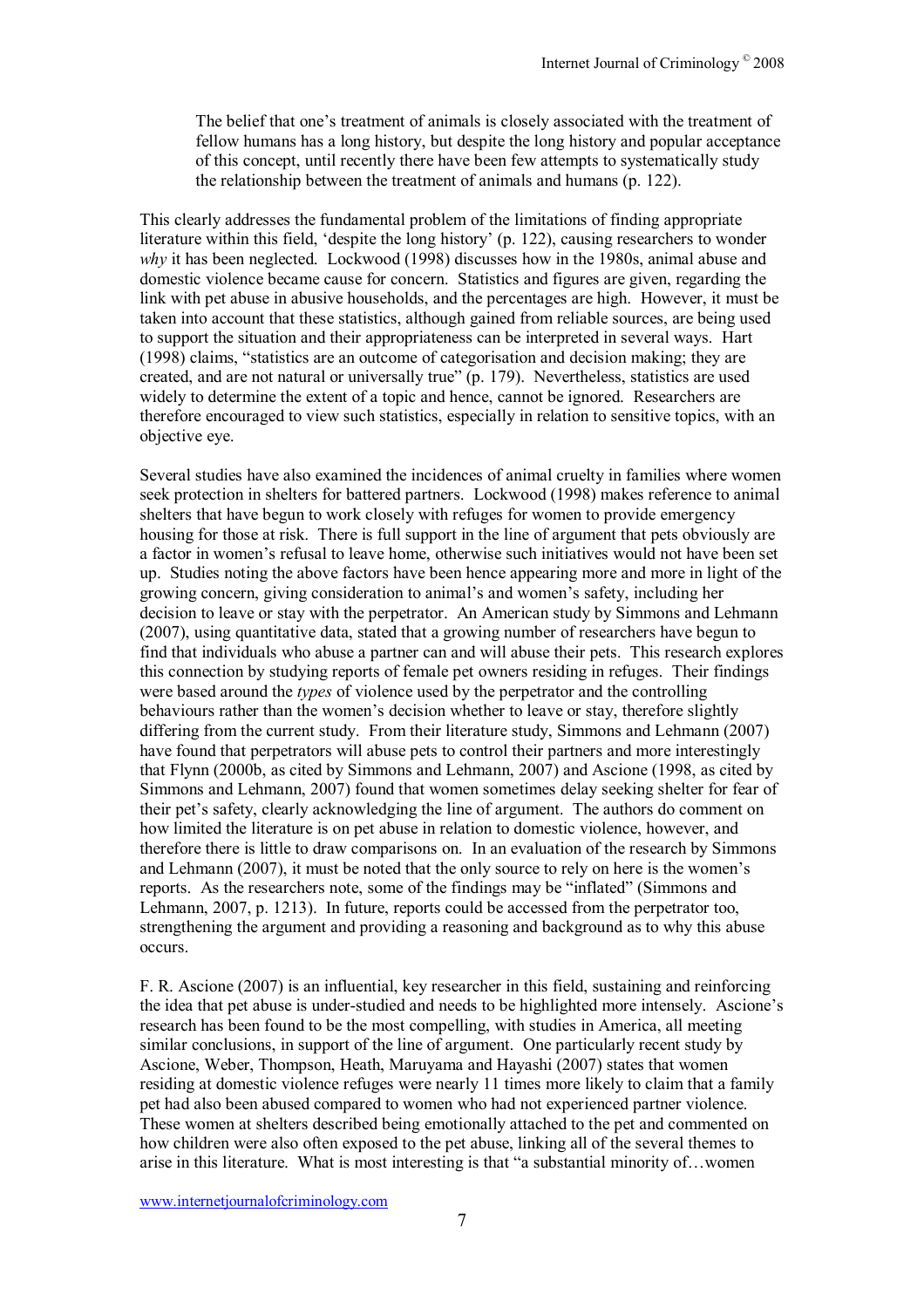> The belief that one's treatment of animals is closely associated with the treatment of fellow humans has a long history, but despite the long history and popular acceptance of this concept, until recently there have been few attempts to systematically study the relationship between the treatment of animals and humans (p. 122).

This clearly addresses the fundamental problem of the limitations of finding appropriate literature within this field, 'despite the long history' (p. 122), causing researchers to wonder *why* it has been neglected. Lockwood (1998) discusses how in the 1980s, animal abuse and domestic violence became cause for concern. Statistics and figures are given, regarding the link with pet abuse in abusive households, and the percentages are high. However, it must be taken into account that these statistics, although gained from reliable sources, are being used to support the situation and their appropriateness can be interpreted in several ways. Hart (1998) claims, "statistics are an outcome of categorisation and decision making; they are created, and are not natural or universally true" (p. 179). Nevertheless, statistics are used widely to determine the extent of a topic and hence, cannot be ignored. Researchers are therefore encouraged to view such statistics, especially in relation to sensitive topics, with an objective eye.

Several studies have also examined the incidences of animal cruelty in families where women seek protection in shelters for battered partners. Lockwood (1998) makes reference to animal shelters that have begun to work closely with refuges for women to provide emergency housing for those at risk. There is full support in the line of argument that pets obviously are a factor in women's refusal to leave home, otherwise such initiatives would not have been set up. Studies noting the above factors have been hence appearing more and more in light of the growing concern, giving consideration to animal's and women's safety, including her decision to leave or stay with the perpetrator. An American study by Simmons and Lehmann (2007), using quantitative data, stated that a growing number of researchers have begun to find that individuals who abuse a partner can and will abuse their pets. This research explores this connection by studying reports of female pet owners residing in refuges. Their findings were based around the *types* of violence used by the perpetrator and the controlling behaviours rather than the women's decision whether to leave or stay, therefore slightly differing from the current study. From their literature study, Simmons and Lehmann (2007) have found that perpetrators will abuse pets to control their partners and more interestingly that Flynn (2000b, as cited by Simmons and Lehmann, 2007) and Ascione (1998, as cited by Simmons and Lehmann, 2007) found that women sometimes delay seeking shelter for fear of their pet's safety, clearly acknowledging the line of argument. The authors do comment on how limited the literature is on pet abuse in relation to domestic violence, however, and therefore there is little to draw comparisons on. In an evaluation of the research by Simmons and Lehmann (2007), it must be noted that the only source to rely on here is the women's reports. As the researchers note, some of the findings may be "inflated" (Simmons and Lehmann, 2007, p. 1213). In future, reports could be accessed from the perpetrator too, strengthening the argument and providing a reasoning and background as to why this abuse occurs.

F. R. Ascione (2007) is an influential, key researcher in this field, sustaining and reinforcing the idea that pet abuse is under-studied and needs to be highlighted more intensely. Ascione's research has been found to be the most compelling, with studies in America, all meeting similar conclusions, in support of the line of argument. One particularly recent study by Ascione, Weber, Thompson, Heath, Maruyama and Hayashi (2007) states that women residing at domestic violence refuges were nearly 11 times more likely to claim that a family pet had also been abused compared to women who had not experienced partner violence. These women at shelters described being emotionally attached to the pet and commented on how children were also often exposed to the pet abuse, linking all of the several themes to arise in this literature. What is most interesting is that "a substantial minority of…women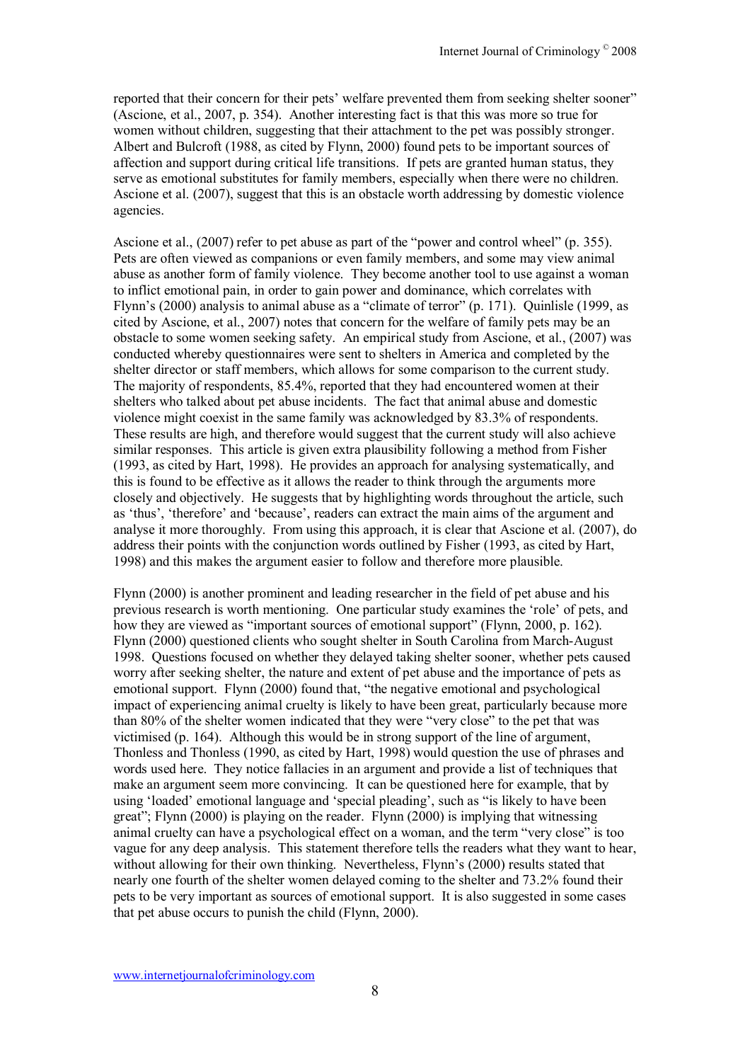reported that their concern for their pets' welfare prevented them from seeking shelter sooner" (Ascione, et al., 2007, p. 354). Another interesting fact is that this was more so true for women without children, suggesting that their attachment to the pet was possibly stronger. Albert and Bulcroft (1988, as cited by Flynn, 2000) found pets to be important sources of affection and support during critical life transitions. If pets are granted human status, they serve as emotional substitutes for family members, especially when there were no children. Ascione et al. (2007), suggest that this is an obstacle worth addressing by domestic violence agencies.

Ascione et al., (2007) refer to pet abuse as part of the "power and control wheel" (p. 355). Pets are often viewed as companions or even family members, and some may view animal abuse as another form of family violence. They become another tool to use against a woman to inflict emotional pain, in order to gain power and dominance, which correlates with Flynn's (2000) analysis to animal abuse as a "climate of terror" (p. 171). Quinlisle (1999, as cited by Ascione, et al., 2007) notes that concern for the welfare of family pets may be an obstacle to some women seeking safety. An empirical study from Ascione, et al., (2007) was conducted whereby questionnaires were sent to shelters in America and completed by the shelter director or staff members, which allows for some comparison to the current study. The majority of respondents, 85.4%, reported that they had encountered women at their shelters who talked about pet abuse incidents. The fact that animal abuse and domestic violence might coexist in the same family was acknowledged by 83.3% of respondents. These results are high, and therefore would suggest that the current study will also achieve similar responses. This article is given extra plausibility following a method from Fisher (1993, as cited by Hart, 1998). He provides an approach for analysing systematically, and this is found to be effective as it allows the reader to think through the arguments more closely and objectively. He suggests that by highlighting words throughout the article, such as 'thus', 'therefore' and 'because', readers can extract the main aims of the argument and analyse it more thoroughly. From using this approach, it is clear that Ascione et al. (2007), do address their points with the conjunction words outlined by Fisher (1993, as cited by Hart, 1998) and this makes the argument easier to follow and therefore more plausible.

Flynn (2000) is another prominent and leading researcher in the field of pet abuse and his previous research is worth mentioning. One particular study examines the 'role' of pets, and how they are viewed as "important sources of emotional support" (Flynn, 2000, p. 162). Flynn (2000) questioned clients who sought shelter in South Carolina from March-August 1998. Questions focused on whether they delayed taking shelter sooner, whether pets caused worry after seeking shelter, the nature and extent of pet abuse and the importance of pets as emotional support. Flynn (2000) found that, "the negative emotional and psychological impact of experiencing animal cruelty is likely to have been great, particularly because more than 80% of the shelter women indicated that they were "very close" to the pet that was victimised (p. 164). Although this would be in strong support of the line of argument, Thonless and Thonless (1990, as cited by Hart, 1998) would question the use of phrases and words used here. They notice fallacies in an argument and provide a list of techniques that make an argument seem more convincing. It can be questioned here for example, that by using 'loaded' emotional language and 'special pleading', such as "is likely to have been great"; Flynn (2000) is playing on the reader. Flynn (2000) is implying that witnessing animal cruelty can have a psychological effect on a woman, and the term "very close" is too vague for any deep analysis. This statement therefore tells the readers what they want to hear, without allowing for their own thinking. Nevertheless, Flynn's (2000) results stated that nearly one fourth of the shelter women delayed coming to the shelter and 73.2% found their pets to be very important as sources of emotional support. It is also suggested in some cases that pet abuse occurs to punish the child (Flynn, 2000).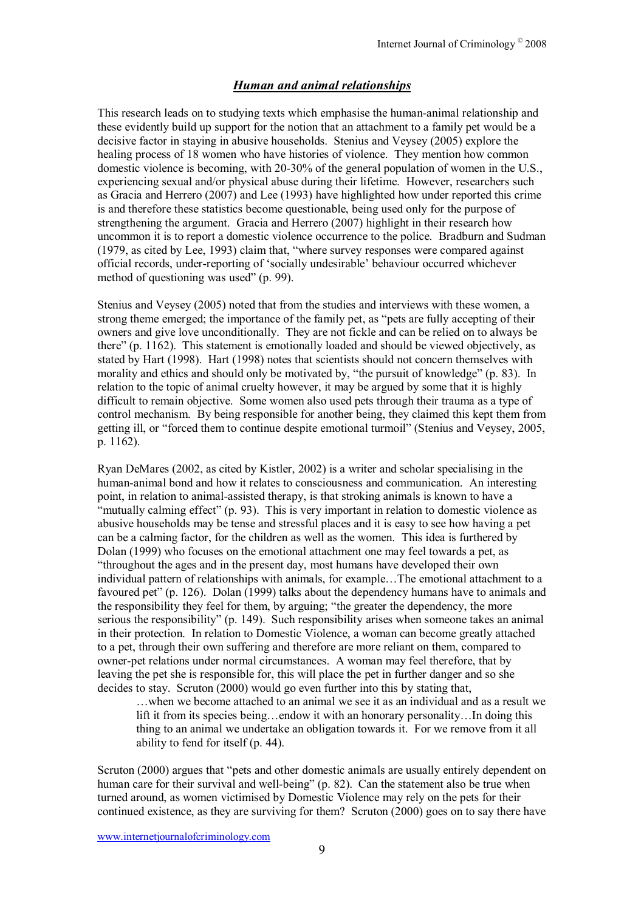## ***Human and animal relationships***

This research leads on to studying texts which emphasise the human-animal relationship and these evidently build up support for the notion that an attachment to a family pet would be a decisive factor in staying in abusive households. Stenius and Veysey (2005) explore the healing process of 18 women who have histories of violence. They mention how common domestic violence is becoming, with 20-30% of the general population of women in the U.S., experiencing sexual and/or physical abuse during their lifetime. However, researchers such as Gracia and Herrero (2007) and Lee (1993) have highlighted how under reported this crime is and therefore these statistics become questionable, being used only for the purpose of strengthening the argument. Gracia and Herrero (2007) highlight in their research how uncommon it is to report a domestic violence occurrence to the police. Bradburn and Sudman (1979, as cited by Lee, 1993) claim that, "where survey responses were compared against official records, under-reporting of 'socially undesirable' behaviour occurred whichever method of questioning was used" (p. 99).

Stenius and Veysey (2005) noted that from the studies and interviews with these women, a strong theme emerged; the importance of the family pet, as "pets are fully accepting of their owners and give love unconditionally. They are not fickle and can be relied on to always be there" (p. 1162). This statement is emotionally loaded and should be viewed objectively, as stated by Hart (1998). Hart (1998) notes that scientists should not concern themselves with morality and ethics and should only be motivated by, "the pursuit of knowledge" (p. 83). In relation to the topic of animal cruelty however, it may be argued by some that it is highly difficult to remain objective. Some women also used pets through their trauma as a type of control mechanism. By being responsible for another being, they claimed this kept them from getting ill, or "forced them to continue despite emotional turmoil" (Stenius and Veysey, 2005, p. 1162).

Ryan DeMares (2002, as cited by Kistler, 2002) is a writer and scholar specialising in the human-animal bond and how it relates to consciousness and communication. An interesting point, in relation to animal-assisted therapy, is that stroking animals is known to have a "mutually calming effect" (p. 93). This is very important in relation to domestic violence as abusive households may be tense and stressful places and it is easy to see how having a pet can be a calming factor, for the children as well as the women. This idea is furthered by Dolan (1999) who focuses on the emotional attachment one may feel towards a pet, as "throughout the ages and in the present day, most humans have developed their own individual pattern of relationships with animals, for example…The emotional attachment to a favoured pet" (p. 126). Dolan (1999) talks about the dependency humans have to animals and the responsibility they feel for them, by arguing; "the greater the dependency, the more serious the responsibility" (p. 149). Such responsibility arises when someone takes an animal in their protection. In relation to Domestic Violence, a woman can become greatly attached to a pet, through their own suffering and therefore are more reliant on them, compared to owner-pet relations under normal circumstances. A woman may feel therefore, that by leaving the pet she is responsible for, this will place the pet in further danger and so she decides to stay. Scruton (2000) would go even further into this by stating that,

> …when we become attached to an animal we see it as an individual and as a result we lift it from its species being…endow it with an honorary personality…In doing this thing to an animal we undertake an obligation towards it. For we remove from it all ability to fend for itself (p. 44).

Scruton (2000) argues that "pets and other domestic animals are usually entirely dependent on human care for their survival and well-being" (p. 82). Can the statement also be true when turned around, as women victimised by Domestic Violence may rely on the pets for their continued existence, as they are surviving for them? Scruton (2000) goes on to say there have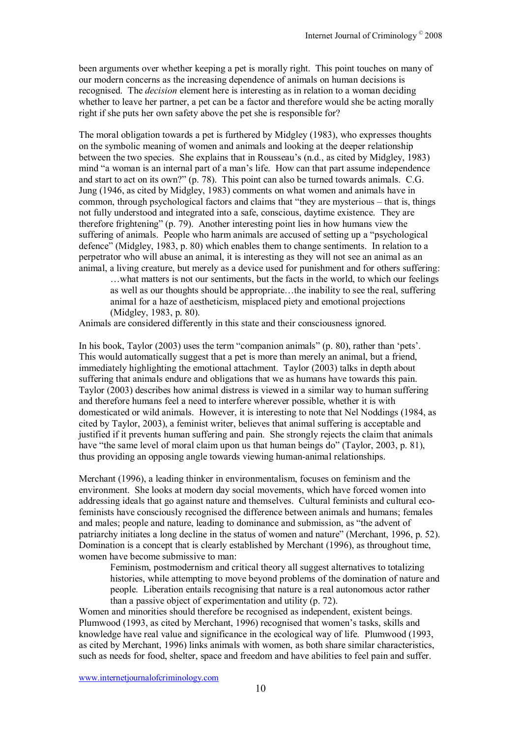been arguments over whether keeping a pet is morally right. This point touches on many of our modern concerns as the increasing dependence of animals on human decisions is recognised. The *decision* element here is interesting as in relation to a woman deciding whether to leave her partner, a pet can be a factor and therefore would she be acting morally right if she puts her own safety above the pet she is responsible for?

The moral obligation towards a pet is furthered by Midgley (1983), who expresses thoughts on the symbolic meaning of women and animals and looking at the deeper relationship between the two species. She explains that in Rousseau's (n.d., as cited by Midgley, 1983) mind "a woman is an internal part of a man's life. How can that part assume independence and start to act on its own?" (p. 78). This point can also be turned towards animals. C.G. Jung (1946, as cited by Midgley, 1983) comments on what women and animals have in common, through psychological factors and claims that "they are mysterious – that is, things not fully understood and integrated into a safe, conscious, daytime existence. They are therefore frightening" (p. 79). Another interesting point lies in how humans view the suffering of animals. People who harm animals are accused of setting up a "psychological defence" (Midgley, 1983, p. 80) which enables them to change sentiments. In relation to a perpetrator who will abuse an animal, it is interesting as they will not see an animal as an animal, a living creature, but merely as a device used for punishment and for others suffering:

> …what matters is not our sentiments, but the facts in the world, to which our feelings as well as our thoughts should be appropriate…the inability to see the real, suffering animal for a haze of aestheticism, misplaced piety and emotional projections (Midgley, 1983, p. 80).

Animals are considered differently in this state and their consciousness ignored.

In his book, Taylor (2003) uses the term "companion animals" (p. 80), rather than 'pets'. This would automatically suggest that a pet is more than merely an animal, but a friend, immediately highlighting the emotional attachment. Taylor (2003) talks in depth about suffering that animals endure and obligations that we as humans have towards this pain. Taylor (2003) describes how animal distress is viewed in a similar way to human suffering and therefore humans feel a need to interfere wherever possible, whether it is with domesticated or wild animals. However, it is interesting to note that Nel Noddings (1984, as cited by Taylor, 2003), a feminist writer, believes that animal suffering is acceptable and justified if it prevents human suffering and pain. She strongly rejects the claim that animals have "the same level of moral claim upon us that human beings do" (Taylor, 2003, p. 81), thus providing an opposing angle towards viewing human-animal relationships.

Merchant (1996), a leading thinker in environmentalism, focuses on feminism and the environment. She looks at modern day social movements, which have forced women into addressing ideals that go against nature and themselves. Cultural feminists and cultural eco-feminists have consciously recognised the difference between animals and humans; females and males; people and nature, leading to dominance and submission, as "the advent of patriarchy initiates a long decline in the status of women and nature" (Merchant, 1996, p. 52). Domination is a concept that is clearly established by Merchant (1996), as throughout time, women have become submissive to man:

> Feminism, postmodernism and critical theory all suggest alternatives to totalizing histories, while attempting to move beyond problems of the domination of nature and people. Liberation entails recognising that nature is a real autonomous actor rather than a passive object of experimentation and utility (p. 72).

Women and minorities should therefore be recognised as independent, existent beings. Plumwood (1993, as cited by Merchant, 1996) recognised that women's tasks, skills and knowledge have real value and significance in the ecological way of life. Plumwood (1993, as cited by Merchant, 1996) links animals with women, as both share similar characteristics, such as needs for food, shelter, space and freedom and have abilities to feel pain and suffer.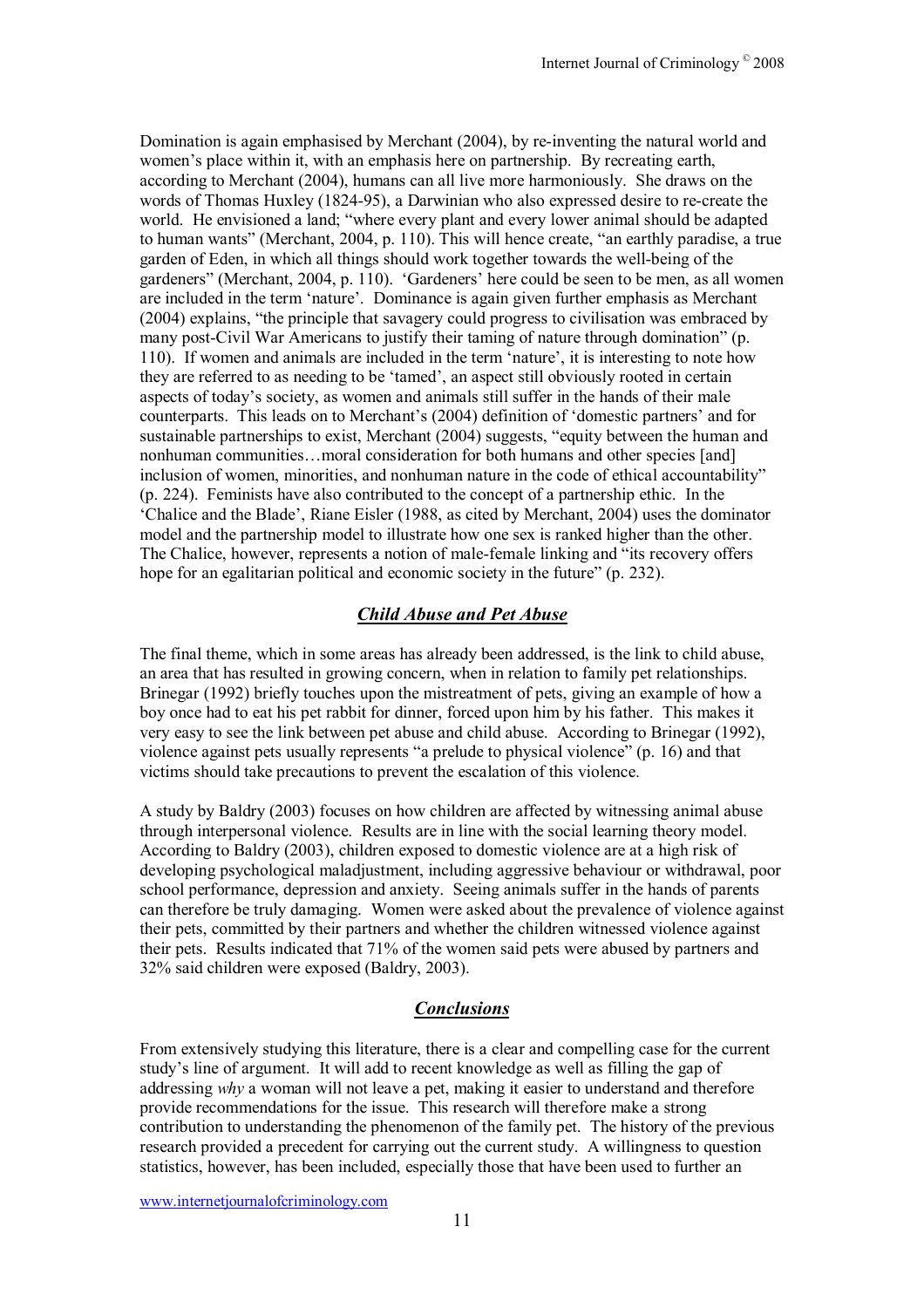Domination is again emphasised by Merchant (2004), by re-inventing the natural world and women's place within it, with an emphasis here on partnership. By recreating earth, according to Merchant (2004), humans can all live more harmoniously. She draws on the words of Thomas Huxley (1824-95), a Darwinian who also expressed desire to re-create the world. He envisioned a land; "where every plant and every lower animal should be adapted to human wants" (Merchant, 2004, p. 110). This will hence create, "an earthly paradise, a true garden of Eden, in which all things should work together towards the well-being of the gardeners" (Merchant, 2004, p. 110). 'Gardeners' here could be seen to be men, as all women are included in the term 'nature'. Dominance is again given further emphasis as Merchant (2004) explains, "the principle that savagery could progress to civilisation was embraced by many post-Civil War Americans to justify their taming of nature through domination" (p. 110). If women and animals are included in the term 'nature', it is interesting to note how they are referred to as needing to be 'tamed', an aspect still obviously rooted in certain aspects of today's society, as women and animals still suffer in the hands of their male counterparts. This leads on to Merchant's (2004) definition of 'domestic partners' and for sustainable partnerships to exist, Merchant (2004) suggests, "equity between the human and nonhuman communities…moral consideration for both humans and other species [and] inclusion of women, minorities, and nonhuman nature in the code of ethical accountability" (p. 224). Feminists have also contributed to the concept of a partnership ethic. In the 'Chalice and the Blade', Riane Eisler (1988, as cited by Merchant, 2004) uses the dominator model and the partnership model to illustrate how one sex is ranked higher than the other. The Chalice, however, represents a notion of male-female linking and "its recovery offers hope for an egalitarian political and economic society in the future" (p. 232).

## ***Child Abuse and Pet Abuse***

The final theme, which in some areas has already been addressed, is the link to child abuse, an area that has resulted in growing concern, when in relation to family pet relationships. Brinegar (1992) briefly touches upon the mistreatment of pets, giving an example of how a boy once had to eat his pet rabbit for dinner, forced upon him by his father. This makes it very easy to see the link between pet abuse and child abuse. According to Brinegar (1992), violence against pets usually represents "a prelude to physical violence" (p. 16) and that victims should take precautions to prevent the escalation of this violence.

A study by Baldry (2003) focuses on how children are affected by witnessing animal abuse through interpersonal violence. Results are in line with the social learning theory model. According to Baldry (2003), children exposed to domestic violence are at a high risk of developing psychological maladjustment, including aggressive behaviour or withdrawal, poor school performance, depression and anxiety. Seeing animals suffer in the hands of parents can therefore be truly damaging. Women were asked about the prevalence of violence against their pets, committed by their partners and whether the children witnessed violence against their pets. Results indicated that 71% of the women said pets were abused by partners and 32% said children were exposed (Baldry, 2003).

## ***Conclusions***

From extensively studying this literature, there is a clear and compelling case for the current study's line of argument. It will add to recent knowledge as well as filling the gap of addressing *why* a woman will not leave a pet, making it easier to understand and therefore provide recommendations for the issue. This research will therefore make a strong contribution to understanding the phenomenon of the family pet. The history of the previous research provided a precedent for carrying out the current study. A willingness to question statistics, however, has been included, especially those that have been used to further an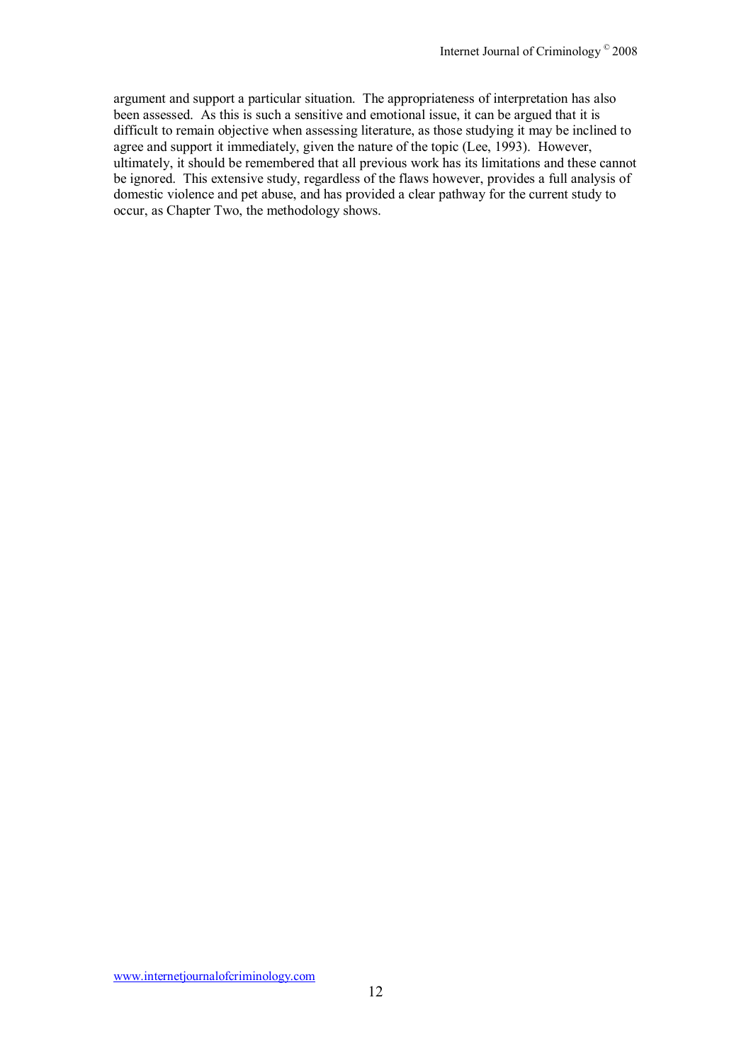argument and support a particular situation. The appropriateness of interpretation has also been assessed. As this is such a sensitive and emotional issue, it can be argued that it is difficult to remain objective when assessing literature, as those studying it may be inclined to agree and support it immediately, given the nature of the topic (Lee, 1993). However, ultimately, it should be remembered that all previous work has its limitations and these cannot be ignored. This extensive study, regardless of the flaws however, provides a full analysis of domestic violence and pet abuse, and has provided a clear pathway for the current study to occur, as Chapter Two, the methodology shows.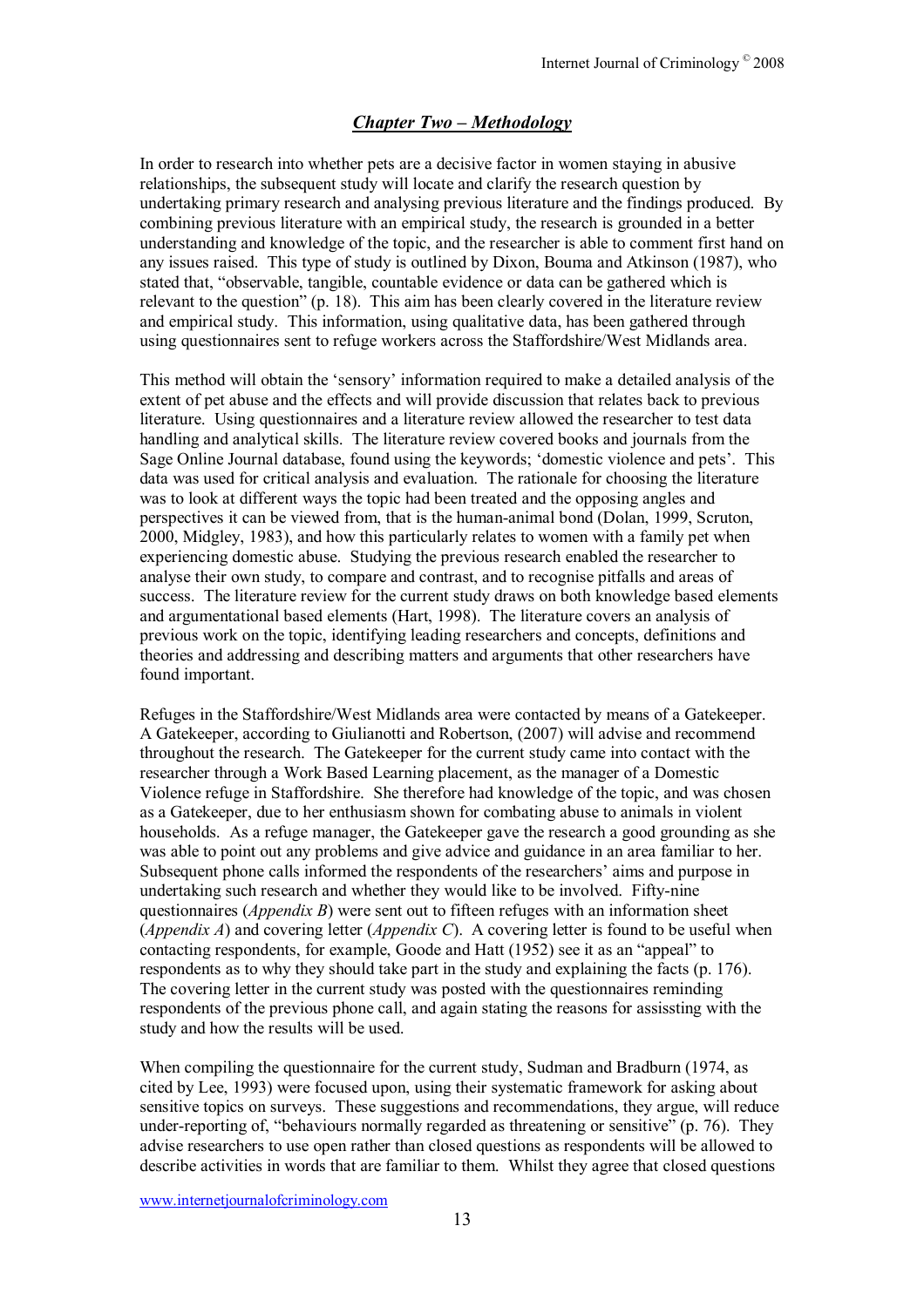## *Chapter Two – Methodology*

In order to research into whether pets are a decisive factor in women staying in abusive relationships, the subsequent study will locate and clarify the research question by undertaking primary research and analysing previous literature and the findings produced. By combining previous literature with an empirical study, the research is grounded in a better understanding and knowledge of the topic, and the researcher is able to comment first hand on any issues raised. This type of study is outlined by Dixon, Bouma and Atkinson (1987), who stated that, "observable, tangible, countable evidence or data can be gathered which is relevant to the question" (p. 18). This aim has been clearly covered in the literature review and empirical study. This information, using qualitative data, has been gathered through using questionnaires sent to refuge workers across the Staffordshire/West Midlands area.

This method will obtain the 'sensory' information required to make a detailed analysis of the extent of pet abuse and the effects and will provide discussion that relates back to previous literature. Using questionnaires and a literature review allowed the researcher to test data handling and analytical skills. The literature review covered books and journals from the Sage Online Journal database, found using the keywords; 'domestic violence and pets'. This data was used for critical analysis and evaluation. The rationale for choosing the literature was to look at different ways the topic had been treated and the opposing angles and perspectives it can be viewed from, that is the human-animal bond (Dolan, 1999, Scruton, 2000, Midgley, 1983), and how this particularly relates to women with a family pet when experiencing domestic abuse. Studying the previous research enabled the researcher to analyse their own study, to compare and contrast, and to recognise pitfalls and areas of success. The literature review for the current study draws on both knowledge based elements and argumentational based elements (Hart, 1998). The literature covers an analysis of previous work on the topic, identifying leading researchers and concepts, definitions and theories and addressing and describing matters and arguments that other researchers have found important.

Refuges in the Staffordshire/West Midlands area were contacted by means of a Gatekeeper. A Gatekeeper, according to Giulianotti and Robertson, (2007) will advise and recommend throughout the research. The Gatekeeper for the current study came into contact with the researcher through a Work Based Learning placement, as the manager of a Domestic Violence refuge in Staffordshire. She therefore had knowledge of the topic, and was chosen as a Gatekeeper, due to her enthusiasm shown for combating abuse to animals in violent households. As a refuge manager, the Gatekeeper gave the research a good grounding as she was able to point out any problems and give advice and guidance in an area familiar to her. Subsequent phone calls informed the respondents of the researchers' aims and purpose in undertaking such research and whether they would like to be involved. Fifty-nine questionnaires (*Appendix B*) were sent out to fifteen refuges with an information sheet (*Appendix A*) and covering letter (*Appendix C*). A covering letter is found to be useful when contacting respondents, for example, Goode and Hatt (1952) see it as an "appeal" to respondents as to why they should take part in the study and explaining the facts (p. 176). The covering letter in the current study was posted with the questionnaires reminding respondents of the previous phone call, and again stating the reasons for assissting with the study and how the results will be used.

When compiling the questionnaire for the current study, Sudman and Bradburn (1974, as cited by Lee, 1993) were focused upon, using their systematic framework for asking about sensitive topics on surveys. These suggestions and recommendations, they argue, will reduce under-reporting of, "behaviours normally regarded as threatening or sensitive" (p. 76). They advise researchers to use open rather than closed questions as respondents will be allowed to describe activities in words that are familiar to them. Whilst they agree that closed questions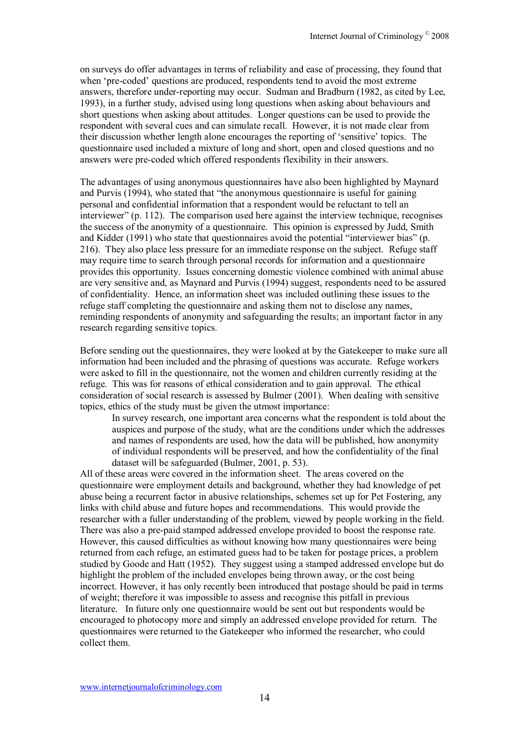on surveys do offer advantages in terms of reliability and ease of processing, they found that when 'pre-coded' questions are produced, respondents tend to avoid the most extreme answers, therefore under-reporting may occur. Sudman and Bradburn (1982, as cited by Lee, 1993), in a further study, advised using long questions when asking about behaviours and short questions when asking about attitudes. Longer questions can be used to provide the respondent with several cues and can simulate recall. However, it is not made clear from their discussion whether length alone encourages the reporting of 'sensitive' topics. The questionnaire used included a mixture of long and short, open and closed questions and no answers were pre-coded which offered respondents flexibility in their answers.

The advantages of using anonymous questionnaires have also been highlighted by Maynard and Purvis (1994), who stated that "the anonymous questionnaire is useful for gaining personal and confidential information that a respondent would be reluctant to tell an interviewer" (p. 112). The comparison used here against the interview technique, recognises the success of the anonymity of a questionnaire. This opinion is expressed by Judd, Smith and Kidder (1991) who state that questionnaires avoid the potential "interviewer bias" (p. 216). They also place less pressure for an immediate response on the subject. Refuge staff may require time to search through personal records for information and a questionnaire provides this opportunity. Issues concerning domestic violence combined with animal abuse are very sensitive and, as Maynard and Purvis (1994) suggest, respondents need to be assured of confidentiality. Hence, an information sheet was included outlining these issues to the refuge staff completing the questionnaire and asking them not to disclose any names, reminding respondents of anonymity and safeguarding the results; an important factor in any research regarding sensitive topics.

Before sending out the questionnaires, they were looked at by the Gatekeeper to make sure all information had been included and the phrasing of questions was accurate. Refuge workers were asked to fill in the questionnaire, not the women and children currently residing at the refuge. This was for reasons of ethical consideration and to gain approval. The ethical consideration of social research is assessed by Bulmer (2001). When dealing with sensitive topics, ethics of the study must be given the utmost importance:

> In survey research, one important area concerns what the respondent is told about the auspices and purpose of the study, what are the conditions under which the addresses and names of respondents are used, how the data will be published, how anonymity of individual respondents will be preserved, and how the confidentiality of the final dataset will be safeguarded (Bulmer, 2001, p. 53).

All of these areas were covered in the information sheet. The areas covered on the questionnaire were employment details and background, whether they had knowledge of pet abuse being a recurrent factor in abusive relationships, schemes set up for Pet Fostering, any links with child abuse and future hopes and recommendations. This would provide the researcher with a fuller understanding of the problem, viewed by people working in the field. There was also a pre-paid stamped addressed envelope provided to boost the response rate. However, this caused difficulties as without knowing how many questionnaires were being returned from each refuge, an estimated guess had to be taken for postage prices, a problem studied by Goode and Hatt (1952). They suggest using a stamped addressed envelope but do highlight the problem of the included envelopes being thrown away, or the cost being incorrect. However, it has only recently been introduced that postage should be paid in terms of weight; therefore it was impossible to assess and recognise this pitfall in previous literature. In future only one questionnaire would be sent out but respondents would be encouraged to photocopy more and simply an addressed envelope provided for return. The questionnaires were returned to the Gatekeeper who informed the researcher, who could collect them.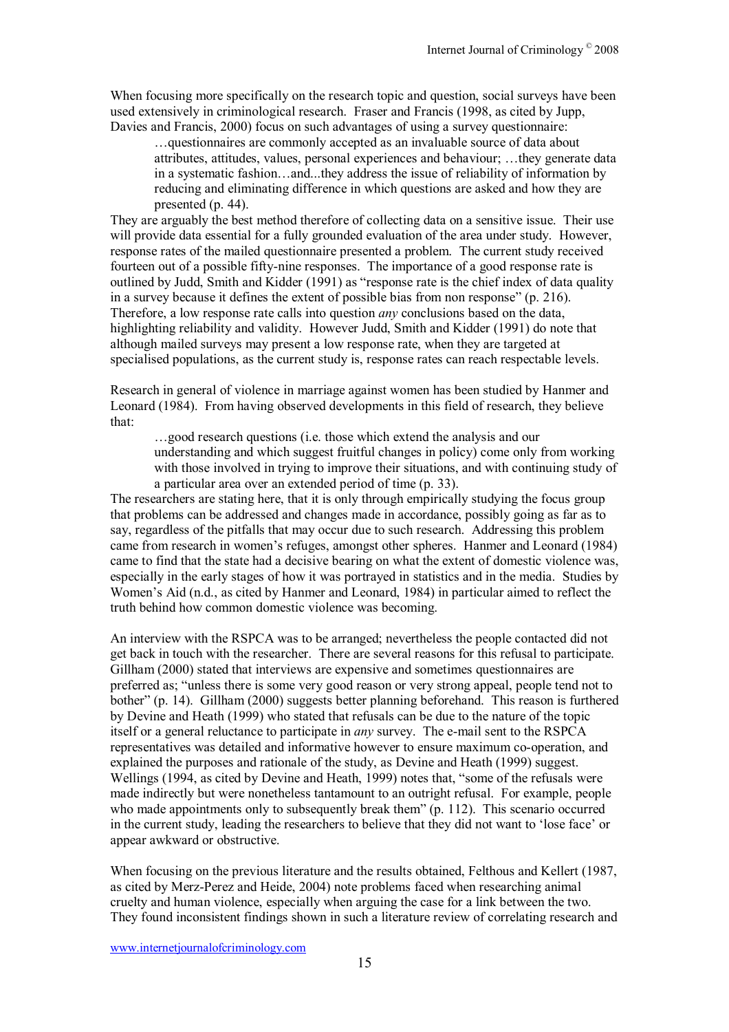When focusing more specifically on the research topic and question, social surveys have been used extensively in criminological research. Fraser and Francis (1998, as cited by Jupp, Davies and Francis, 2000) focus on such advantages of using a survey questionnaire:

> …questionnaires are commonly accepted as an invaluable source of data about attributes, attitudes, values, personal experiences and behaviour; …they generate data in a systematic fashion…and...they address the issue of reliability of information by reducing and eliminating difference in which questions are asked and how they are presented (p. 44).

They are arguably the best method therefore of collecting data on a sensitive issue. Their use will provide data essential for a fully grounded evaluation of the area under study. However, response rates of the mailed questionnaire presented a problem. The current study received fourteen out of a possible fifty-nine responses. The importance of a good response rate is outlined by Judd, Smith and Kidder (1991) as "response rate is the chief index of data quality in a survey because it defines the extent of possible bias from non response" (p. 216). Therefore, a low response rate calls into question *any* conclusions based on the data, highlighting reliability and validity. However Judd, Smith and Kidder (1991) do note that although mailed surveys may present a low response rate, when they are targeted at specialised populations, as the current study is, response rates can reach respectable levels.

Research in general of violence in marriage against women has been studied by Hanmer and Leonard (1984). From having observed developments in this field of research, they believe that:

> …good research questions (i.e. those which extend the analysis and our understanding and which suggest fruitful changes in policy) come only from working with those involved in trying to improve their situations, and with continuing study of a particular area over an extended period of time (p. 33).

The researchers are stating here, that it is only through empirically studying the focus group that problems can be addressed and changes made in accordance, possibly going as far as to say, regardless of the pitfalls that may occur due to such research. Addressing this problem came from research in women's refuges, amongst other spheres. Hanmer and Leonard (1984) came to find that the state had a decisive bearing on what the extent of domestic violence was, especially in the early stages of how it was portrayed in statistics and in the media. Studies by Women's Aid (n.d., as cited by Hanmer and Leonard, 1984) in particular aimed to reflect the truth behind how common domestic violence was becoming.

An interview with the RSPCA was to be arranged; nevertheless the people contacted did not get back in touch with the researcher. There are several reasons for this refusal to participate. Gillham (2000) stated that interviews are expensive and sometimes questionnaires are preferred as; "unless there is some very good reason or very strong appeal, people tend not to bother" (p. 14). Gillham (2000) suggests better planning beforehand. This reason is furthered by Devine and Heath (1999) who stated that refusals can be due to the nature of the topic itself or a general reluctance to participate in *any* survey. The e-mail sent to the RSPCA representatives was detailed and informative however to ensure maximum co-operation, and explained the purposes and rationale of the study, as Devine and Heath (1999) suggest. Wellings (1994, as cited by Devine and Heath, 1999) notes that, "some of the refusals were made indirectly but were nonetheless tantamount to an outright refusal. For example, people who made appointments only to subsequently break them" (p. 112). This scenario occurred in the current study, leading the researchers to believe that they did not want to 'lose face' or appear awkward or obstructive.

When focusing on the previous literature and the results obtained, Felthous and Kellert (1987, as cited by Merz-Perez and Heide, 2004) note problems faced when researching animal cruelty and human violence, especially when arguing the case for a link between the two. They found inconsistent findings shown in such a literature review of correlating research and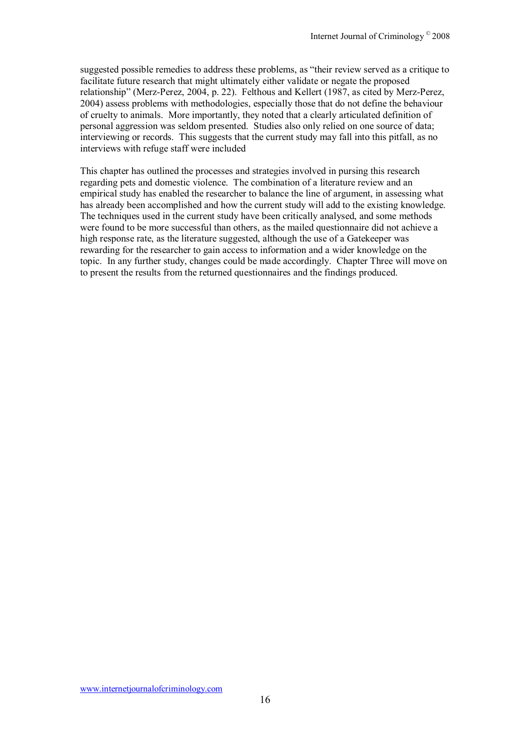suggested possible remedies to address these problems, as "their review served as a critique to facilitate future research that might ultimately either validate or negate the proposed relationship" (Merz-Perez, 2004, p. 22). Felthous and Kellert (1987, as cited by Merz-Perez, 2004) assess problems with methodologies, especially those that do not define the behaviour of cruelty to animals. More importantly, they noted that a clearly articulated definition of personal aggression was seldom presented. Studies also only relied on one source of data; interviewing or records. This suggests that the current study may fall into this pitfall, as no interviews with refuge staff were included

This chapter has outlined the processes and strategies involved in pursing this research regarding pets and domestic violence. The combination of a literature review and an empirical study has enabled the researcher to balance the line of argument, in assessing what has already been accomplished and how the current study will add to the existing knowledge. The techniques used in the current study have been critically analysed, and some methods were found to be more successful than others, as the mailed questionnaire did not achieve a high response rate, as the literature suggested, although the use of a Gatekeeper was rewarding for the researcher to gain access to information and a wider knowledge on the topic. In any further study, changes could be made accordingly. Chapter Three will move on to present the results from the returned questionnaires and the findings produced.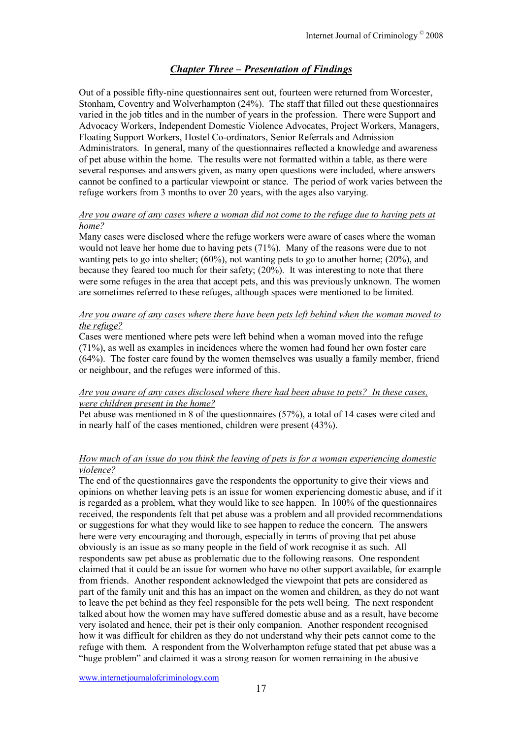## *Chapter Three – Presentation of Findings*

Out of a possible fifty-nine questionnaires sent out, fourteen were returned from Worcester, Stonham, Coventry and Wolverhampton (24%). The staff that filled out these questionnaires varied in the job titles and in the number of years in the profession. There were Support and Advocacy Workers, Independent Domestic Violence Advocates, Project Workers, Managers, Floating Support Workers, Hostel Co-ordinators, Senior Referrals and Admission Administrators. In general, many of the questionnaires reflected a knowledge and awareness of pet abuse within the home. The results were not formatted within a table, as there were several responses and answers given, as many open questions were included, where answers cannot be confined to a particular viewpoint or stance. The period of work varies between the refuge workers from 3 months to over 20 years, with the ages also varying.

*Are you aware of any cases where a woman did not come to the refuge due to having pets at home?*

Many cases were disclosed where the refuge workers were aware of cases where the woman would not leave her home due to having pets (71%). Many of the reasons were due to not wanting pets to go into shelter; (60%), not wanting pets to go to another home; (20%), and because they feared too much for their safety; (20%). It was interesting to note that there were some refuges in the area that accept pets, and this was previously unknown. The women are sometimes referred to these refuges, although spaces were mentioned to be limited.

*Are you aware of any cases where there have been pets left behind when the woman moved to the refuge?*

Cases were mentioned where pets were left behind when a woman moved into the refuge (71%), as well as examples in incidences where the women had found her own foster care (64%). The foster care found by the women themselves was usually a family member, friend or neighbour, and the refuges were informed of this.

*Are you aware of any cases disclosed where there had been abuse to pets? In these cases, were children present in the home?*

Pet abuse was mentioned in 8 of the questionnaires (57%), a total of 14 cases were cited and in nearly half of the cases mentioned, children were present (43%).

*How much of an issue do you think the leaving of pets is for a woman experiencing domestic violence?*

The end of the questionnaires gave the respondents the opportunity to give their views and opinions on whether leaving pets is an issue for women experiencing domestic abuse, and if it is regarded as a problem, what they would like to see happen. In 100% of the questionnaires received, the respondents felt that pet abuse was a problem and all provided recommendations or suggestions for what they would like to see happen to reduce the concern. The answers here were very encouraging and thorough, especially in terms of proving that pet abuse obviously is an issue as so many people in the field of work recognise it as such. All respondents saw pet abuse as problematic due to the following reasons. One respondent claimed that it could be an issue for women who have no other support available, for example from friends. Another respondent acknowledged the viewpoint that pets are considered as part of the family unit and this has an impact on the women and children, as they do not want to leave the pet behind as they feel responsible for the pets well being. The next respondent talked about how the women may have suffered domestic abuse and as a result, have become very isolated and hence, their pet is their only companion. Another respondent recognised how it was difficult for children as they do not understand why their pets cannot come to the refuge with them. A respondent from the Wolverhampton refuge stated that pet abuse was a "huge problem" and claimed it was a strong reason for women remaining in the abusive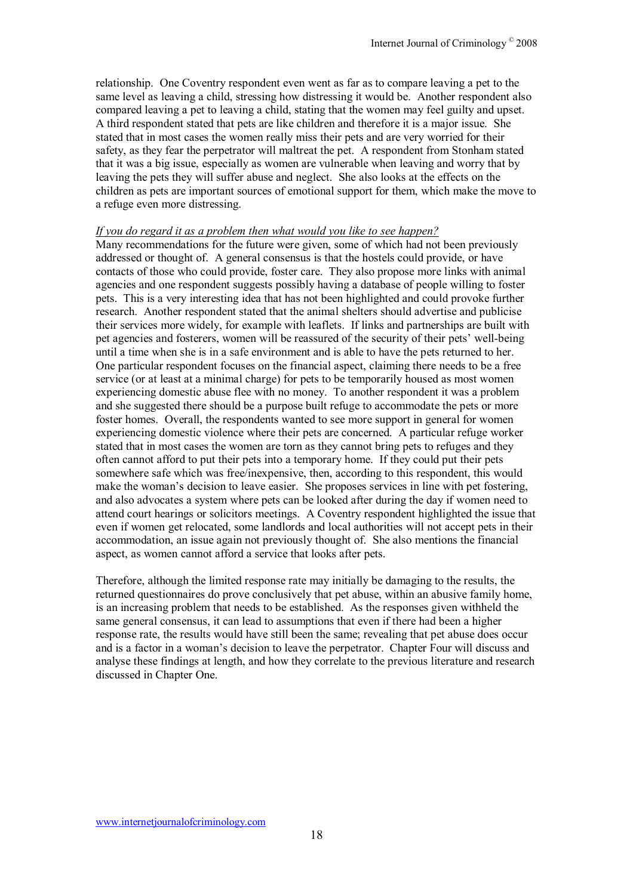relationship. One Coventry respondent even went as far as to compare leaving a pet to the same level as leaving a child, stressing how distressing it would be. Another respondent also compared leaving a pet to leaving a child, stating that the women may feel guilty and upset. A third respondent stated that pets are like children and therefore it is a major issue. She stated that in most cases the women really miss their pets and are very worried for their safety, as they fear the perpetrator will maltreat the pet. A respondent from Stonham stated that it was a big issue, especially as women are vulnerable when leaving and worry that by leaving the pets they will suffer abuse and neglect. She also looks at the effects on the children as pets are important sources of emotional support for them, which make the move to a refuge even more distressing.

<u>*If you do regard it as a problem then what would you like to see happen?*</u>

Many recommendations for the future were given, some of which had not been previously addressed or thought of. A general consensus is that the hostels could provide, or have contacts of those who could provide, foster care. They also propose more links with animal agencies and one respondent suggests possibly having a database of people willing to foster pets. This is a very interesting idea that has not been highlighted and could provoke further research. Another respondent stated that the animal shelters should advertise and publicise their services more widely, for example with leaflets. If links and partnerships are built with pet agencies and fosterers, women will be reassured of the security of their pets' well-being until a time when she is in a safe environment and is able to have the pets returned to her. One particular respondent focuses on the financial aspect, claiming there needs to be a free service (or at least at a minimal charge) for pets to be temporarily housed as most women experiencing domestic abuse flee with no money. To another respondent it was a problem and she suggested there should be a purpose built refuge to accommodate the pets or more foster homes. Overall, the respondents wanted to see more support in general for women experiencing domestic violence where their pets are concerned. A particular refuge worker stated that in most cases the women are torn as they cannot bring pets to refuges and they often cannot afford to put their pets into a temporary home. If they could put their pets somewhere safe which was free/inexpensive, then, according to this respondent, this would make the woman's decision to leave easier. She proposes services in line with pet fostering, and also advocates a system where pets can be looked after during the day if women need to attend court hearings or solicitors meetings. A Coventry respondent highlighted the issue that even if women get relocated, some landlords and local authorities will not accept pets in their accommodation, an issue again not previously thought of. She also mentions the financial aspect, as women cannot afford a service that looks after pets.

Therefore, although the limited response rate may initially be damaging to the results, the returned questionnaires do prove conclusively that pet abuse, within an abusive family home, is an increasing problem that needs to be established. As the responses given withheld the same general consensus, it can lead to assumptions that even if there had been a higher response rate, the results would have still been the same; revealing that pet abuse does occur and is a factor in a woman's decision to leave the perpetrator. Chapter Four will discuss and analyse these findings at length, and how they correlate to the previous literature and research discussed in Chapter One.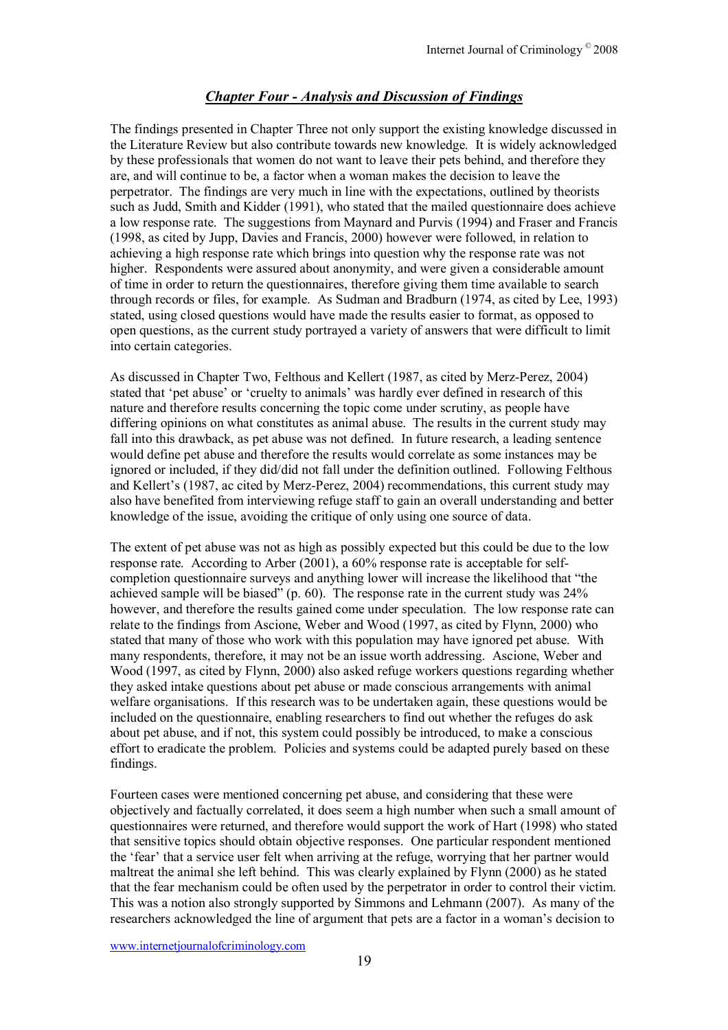## *Chapter Four - Analysis and Discussion of Findings*

The findings presented in Chapter Three not only support the existing knowledge discussed in the Literature Review but also contribute towards new knowledge. It is widely acknowledged by these professionals that women do not want to leave their pets behind, and therefore they are, and will continue to be, a factor when a woman makes the decision to leave the perpetrator. The findings are very much in line with the expectations, outlined by theorists such as Judd, Smith and Kidder (1991), who stated that the mailed questionnaire does achieve a low response rate. The suggestions from Maynard and Purvis (1994) and Fraser and Francis (1998, as cited by Jupp, Davies and Francis, 2000) however were followed, in relation to achieving a high response rate which brings into question why the response rate was not higher. Respondents were assured about anonymity, and were given a considerable amount of time in order to return the questionnaires, therefore giving them time available to search through records or files, for example. As Sudman and Bradburn (1974, as cited by Lee, 1993) stated, using closed questions would have made the results easier to format, as opposed to open questions, as the current study portrayed a variety of answers that were difficult to limit into certain categories.

As discussed in Chapter Two, Felthous and Kellert (1987, as cited by Merz-Perez, 2004) stated that 'pet abuse' or 'cruelty to animals' was hardly ever defined in research of this nature and therefore results concerning the topic come under scrutiny, as people have differing opinions on what constitutes as animal abuse. The results in the current study may fall into this drawback, as pet abuse was not defined. In future research, a leading sentence would define pet abuse and therefore the results would correlate as some instances may be ignored or included, if they did/did not fall under the definition outlined. Following Felthous and Kellert's (1987, ac cited by Merz-Perez, 2004) recommendations, this current study may also have benefited from interviewing refuge staff to gain an overall understanding and better knowledge of the issue, avoiding the critique of only using one source of data.

The extent of pet abuse was not as high as possibly expected but this could be due to the low response rate. According to Arber (2001), a 60% response rate is acceptable for self-completion questionnaire surveys and anything lower will increase the likelihood that "the achieved sample will be biased" (p. 60). The response rate in the current study was 24% however, and therefore the results gained come under speculation. The low response rate can relate to the findings from Ascione, Weber and Wood (1997, as cited by Flynn, 2000) who stated that many of those who work with this population may have ignored pet abuse. With many respondents, therefore, it may not be an issue worth addressing. Ascione, Weber and Wood (1997, as cited by Flynn, 2000) also asked refuge workers questions regarding whether they asked intake questions about pet abuse or made conscious arrangements with animal welfare organisations. If this research was to be undertaken again, these questions would be included on the questionnaire, enabling researchers to find out whether the refuges do ask about pet abuse, and if not, this system could possibly be introduced, to make a conscious effort to eradicate the problem. Policies and systems could be adapted purely based on these findings.

Fourteen cases were mentioned concerning pet abuse, and considering that these were objectively and factually correlated, it does seem a high number when such a small amount of questionnaires were returned, and therefore would support the work of Hart (1998) who stated that sensitive topics should obtain objective responses. One particular respondent mentioned the 'fear' that a service user felt when arriving at the refuge, worrying that her partner would maltreat the animal she left behind. This was clearly explained by Flynn (2000) as he stated that the fear mechanism could be often used by the perpetrator in order to control their victim. This was a notion also strongly supported by Simmons and Lehmann (2007). As many of the researchers acknowledged the line of argument that pets are a factor in a woman's decision to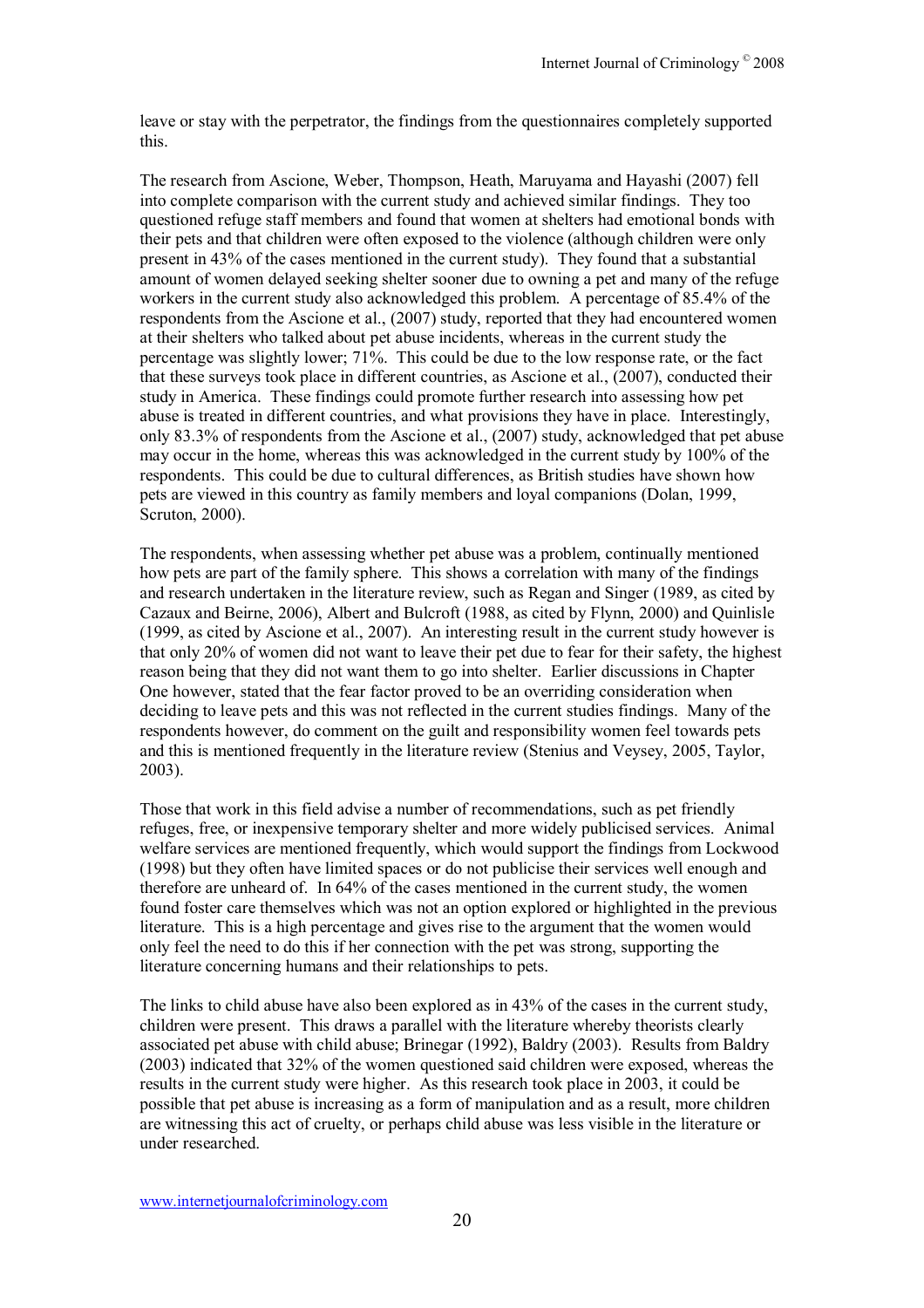leave or stay with the perpetrator, the findings from the questionnaires completely supported this.

The research from Ascione, Weber, Thompson, Heath, Maruyama and Hayashi (2007) fell into complete comparison with the current study and achieved similar findings. They too questioned refuge staff members and found that women at shelters had emotional bonds with their pets and that children were often exposed to the violence (although children were only present in 43% of the cases mentioned in the current study). They found that a substantial amount of women delayed seeking shelter sooner due to owning a pet and many of the refuge workers in the current study also acknowledged this problem. A percentage of 85.4% of the respondents from the Ascione et al., (2007) study, reported that they had encountered women at their shelters who talked about pet abuse incidents, whereas in the current study the percentage was slightly lower; 71%. This could be due to the low response rate, or the fact that these surveys took place in different countries, as Ascione et al., (2007), conducted their study in America. These findings could promote further research into assessing how pet abuse is treated in different countries, and what provisions they have in place. Interestingly, only 83.3% of respondents from the Ascione et al., (2007) study, acknowledged that pet abuse may occur in the home, whereas this was acknowledged in the current study by 100% of the respondents. This could be due to cultural differences, as British studies have shown how pets are viewed in this country as family members and loyal companions (Dolan, 1999, Scruton, 2000).

The respondents, when assessing whether pet abuse was a problem, continually mentioned how pets are part of the family sphere. This shows a correlation with many of the findings and research undertaken in the literature review, such as Regan and Singer (1989, as cited by Cazaux and Beirne, 2006), Albert and Bulcroft (1988, as cited by Flynn, 2000) and Quinlisle (1999, as cited by Ascione et al., 2007). An interesting result in the current study however is that only 20% of women did not want to leave their pet due to fear for their safety, the highest reason being that they did not want them to go into shelter. Earlier discussions in Chapter One however, stated that the fear factor proved to be an overriding consideration when deciding to leave pets and this was not reflected in the current studies findings. Many of the respondents however, do comment on the guilt and responsibility women feel towards pets and this is mentioned frequently in the literature review (Stenius and Veysey, 2005, Taylor, 2003).

Those that work in this field advise a number of recommendations, such as pet friendly refuges, free, or inexpensive temporary shelter and more widely publicised services. Animal welfare services are mentioned frequently, which would support the findings from Lockwood (1998) but they often have limited spaces or do not publicise their services well enough and therefore are unheard of. In 64% of the cases mentioned in the current study, the women found foster care themselves which was not an option explored or highlighted in the previous literature. This is a high percentage and gives rise to the argument that the women would only feel the need to do this if her connection with the pet was strong, supporting the literature concerning humans and their relationships to pets.

The links to child abuse have also been explored as in 43% of the cases in the current study, children were present. This draws a parallel with the literature whereby theorists clearly associated pet abuse with child abuse; Brinegar (1992), Baldry (2003). Results from Baldry (2003) indicated that 32% of the women questioned said children were exposed, whereas the results in the current study were higher. As this research took place in 2003, it could be possible that pet abuse is increasing as a form of manipulation and as a result, more children are witnessing this act of cruelty, or perhaps child abuse was less visible in the literature or under researched.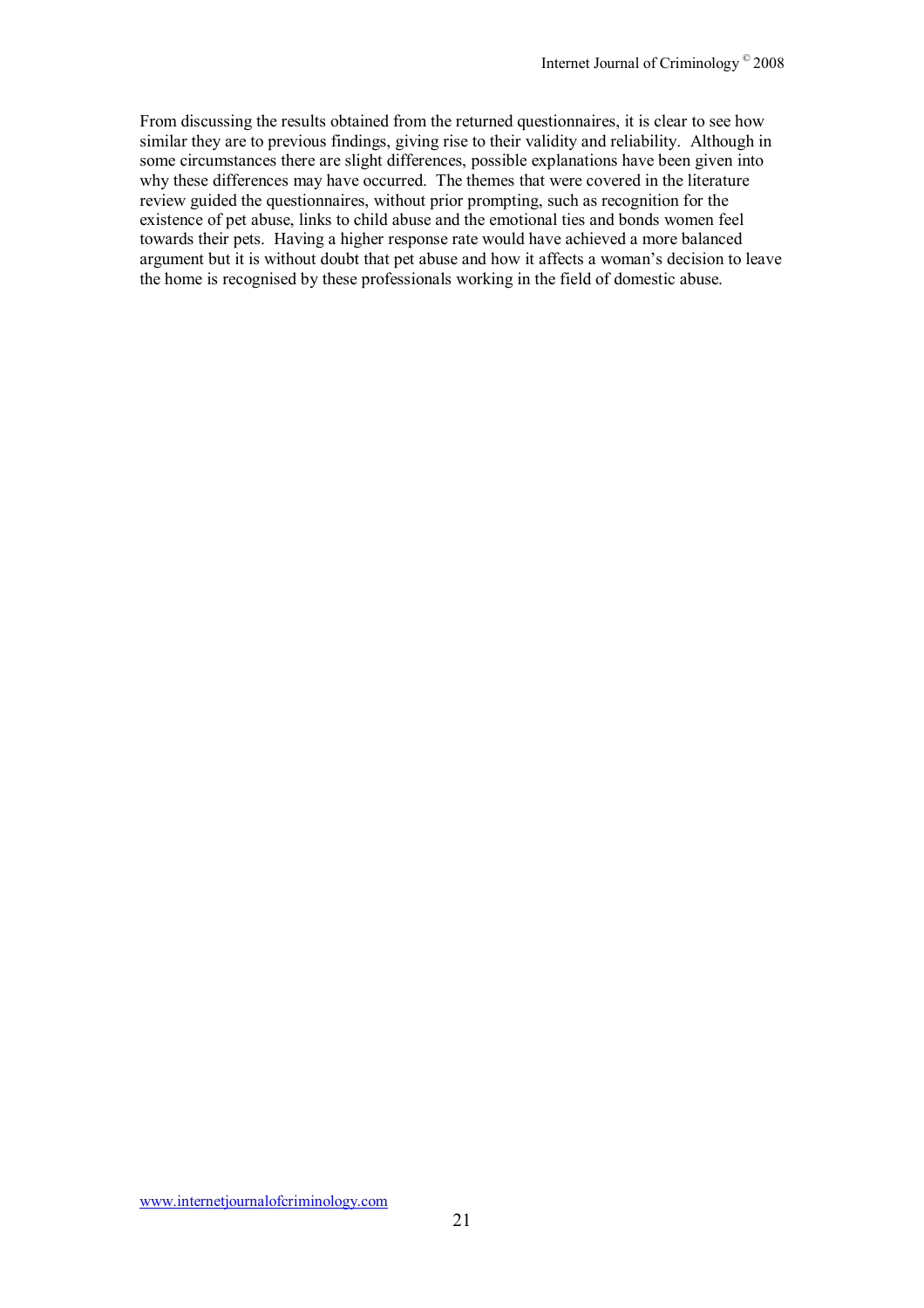From discussing the results obtained from the returned questionnaires, it is clear to see how similar they are to previous findings, giving rise to their validity and reliability. Although in some circumstances there are slight differences, possible explanations have been given into why these differences may have occurred. The themes that were covered in the literature review guided the questionnaires, without prior prompting, such as recognition for the existence of pet abuse, links to child abuse and the emotional ties and bonds women feel towards their pets. Having a higher response rate would have achieved a more balanced argument but it is without doubt that pet abuse and how it affects a woman's decision to leave the home is recognised by these professionals working in the field of domestic abuse.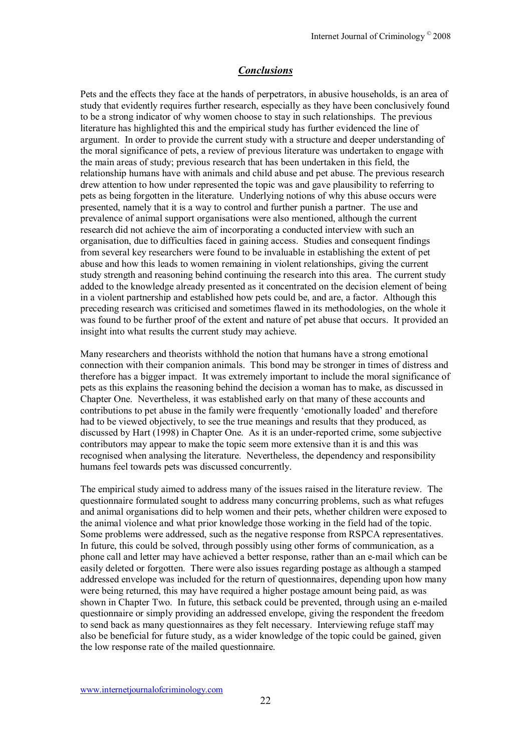## *Conclusions*

Pets and the effects they face at the hands of perpetrators, in abusive households, is an area of study that evidently requires further research, especially as they have been conclusively found to be a strong indicator of why women choose to stay in such relationships. The previous literature has highlighted this and the empirical study has further evidenced the line of argument. In order to provide the current study with a structure and deeper understanding of the moral significance of pets, a review of previous literature was undertaken to engage with the main areas of study; previous research that has been undertaken in this field, the relationship humans have with animals and child abuse and pet abuse. The previous research drew attention to how under represented the topic was and gave plausibility to referring to pets as being forgotten in the literature. Underlying notions of why this abuse occurs were presented, namely that it is a way to control and further punish a partner. The use and prevalence of animal support organisations were also mentioned, although the current research did not achieve the aim of incorporating a conducted interview with such an organisation, due to difficulties faced in gaining access. Studies and consequent findings from several key researchers were found to be invaluable in establishing the extent of pet abuse and how this leads to women remaining in violent relationships, giving the current study strength and reasoning behind continuing the research into this area. The current study added to the knowledge already presented as it concentrated on the decision element of being in a violent partnership and established how pets could be, and are, a factor. Although this preceding research was criticised and sometimes flawed in its methodologies, on the whole it was found to be further proof of the extent and nature of pet abuse that occurs. It provided an insight into what results the current study may achieve.

Many researchers and theorists withhold the notion that humans have a strong emotional connection with their companion animals. This bond may be stronger in times of distress and therefore has a bigger impact. It was extremely important to include the moral significance of pets as this explains the reasoning behind the decision a woman has to make, as discussed in Chapter One. Nevertheless, it was established early on that many of these accounts and contributions to pet abuse in the family were frequently 'emotionally loaded' and therefore had to be viewed objectively, to see the true meanings and results that they produced, as discussed by Hart (1998) in Chapter One. As it is an under-reported crime, some subjective contributors may appear to make the topic seem more extensive than it is and this was recognised when analysing the literature. Nevertheless, the dependency and responsibility humans feel towards pets was discussed concurrently.

The empirical study aimed to address many of the issues raised in the literature review. The questionnaire formulated sought to address many concurring problems, such as what refuges and animal organisations did to help women and their pets, whether children were exposed to the animal violence and what prior knowledge those working in the field had of the topic. Some problems were addressed, such as the negative response from RSPCA representatives. In future, this could be solved, through possibly using other forms of communication, as a phone call and letter may have achieved a better response, rather than an e-mail which can be easily deleted or forgotten. There were also issues regarding postage as although a stamped addressed envelope was included for the return of questionnaires, depending upon how many were being returned, this may have required a higher postage amount being paid, as was shown in Chapter Two. In future, this setback could be prevented, through using an e-mailed questionnaire or simply providing an addressed envelope, giving the respondent the freedom to send back as many questionnaires as they felt necessary. Interviewing refuge staff may also be beneficial for future study, as a wider knowledge of the topic could be gained, given the low response rate of the mailed questionnaire.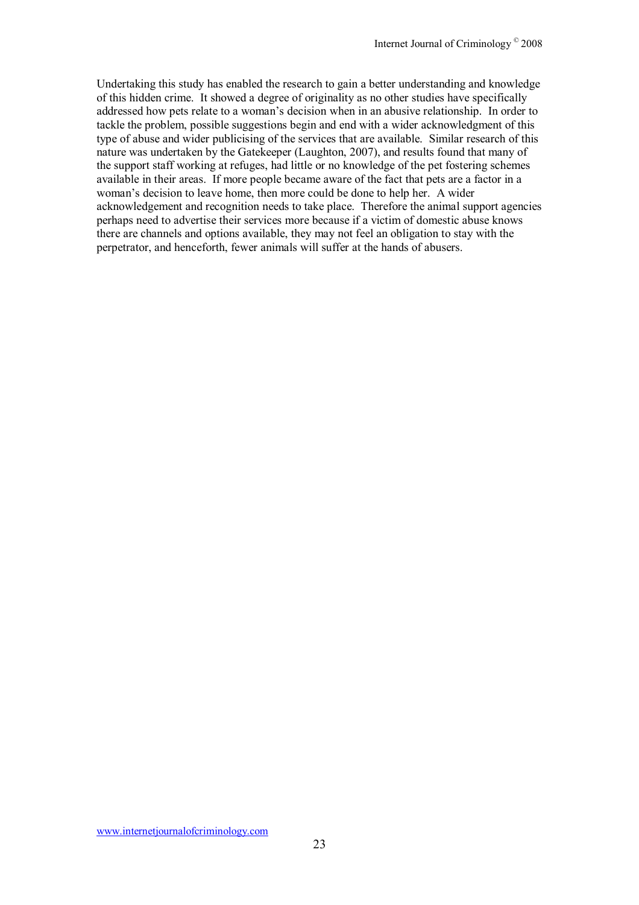Undertaking this study has enabled the research to gain a better understanding and knowledge of this hidden crime. It showed a degree of originality as no other studies have specifically addressed how pets relate to a woman's decision when in an abusive relationship. In order to tackle the problem, possible suggestions begin and end with a wider acknowledgment of this type of abuse and wider publicising of the services that are available. Similar research of this nature was undertaken by the Gatekeeper (Laughton, 2007), and results found that many of the support staff working at refuges, had little or no knowledge of the pet fostering schemes available in their areas. If more people became aware of the fact that pets are a factor in a woman's decision to leave home, then more could be done to help her. A wider acknowledgement and recognition needs to take place. Therefore the animal support agencies perhaps need to advertise their services more because if a victim of domestic abuse knows there are channels and options available, they may not feel an obligation to stay with the perpetrator, and henceforth, fewer animals will suffer at the hands of abusers.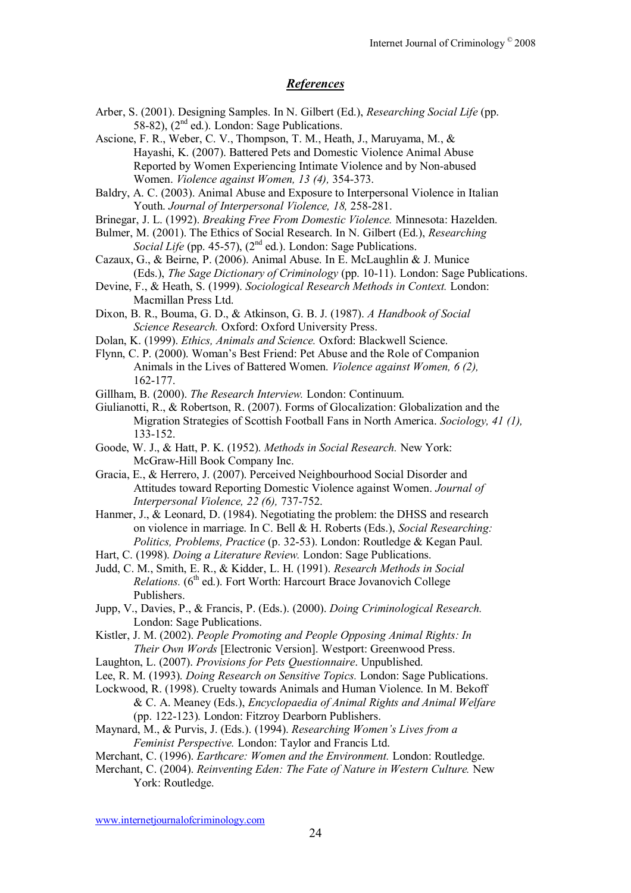## *References*

Arber, S. (2001). Designing Samples. In N. Gilbert (Ed.), *Researching Social Life* (pp. 58-82), (2nd ed.). London: Sage Publications.

Ascione, F. R., Weber, C. V., Thompson, T. M., Heath, J., Maruyama, M., & Hayashi, K. (2007). Battered Pets and Domestic Violence Animal Abuse Reported by Women Experiencing Intimate Violence and by Non-abused Women. *Violence against Women, 13 (4),* 354-373.

Baldry, A. C. (2003). Animal Abuse and Exposure to Interpersonal Violence in Italian Youth. *Journal of Interpersonal Violence, 18,* 258-281.

Brinegar, J. L. (1992). *Breaking Free From Domestic Violence.* Minnesota: Hazelden.

Bulmer, M. (2001). The Ethics of Social Research. In N. Gilbert (Ed.), *Researching Social Life* (pp. 45-57), (2nd ed.). London: Sage Publications.

Cazaux, G., & Beirne, P. (2006). Animal Abuse. In E. McLaughlin & J. Munice (Eds.), *The Sage Dictionary of Criminology* (pp. 10-11). London: Sage Publications.

Devine, F., & Heath, S. (1999). *Sociological Research Methods in Context.* London: Macmillan Press Ltd.

Dixon, B. R., Bouma, G. D., & Atkinson, G. B. J. (1987). *A Handbook of Social Science Research.* Oxford: Oxford University Press.

Dolan, K. (1999). *Ethics, Animals and Science.* Oxford: Blackwell Science.

Flynn, C. P. (2000). Woman's Best Friend: Pet Abuse and the Role of Companion Animals in the Lives of Battered Women. *Violence against Women, 6 (2),* 162-177.

Gillham, B. (2000). *The Research Interview.* London: Continuum.

Giulianotti, R., & Robertson, R. (2007). Forms of Glocalization: Globalization and the Migration Strategies of Scottish Football Fans in North America. *Sociology, 41 (1),* 133-152.

Goode, W. J., & Hatt, P. K. (1952). *Methods in Social Research.* New York: McGraw-Hill Book Company Inc.

Gracia, E., & Herrero, J. (2007). Perceived Neighbourhood Social Disorder and Attitudes toward Reporting Domestic Violence against Women. *Journal of Interpersonal Violence, 22 (6),* 737-752.

Hanmer, J., & Leonard, D. (1984). Negotiating the problem: the DHSS and research on violence in marriage. In C. Bell & H. Roberts (Eds.), *Social Researching: Politics, Problems, Practice* (p. 32-53). London: Routledge & Kegan Paul.

Hart, C. (1998). *Doing a Literature Review.* London: Sage Publications.

Judd, C. M., Smith, E. R., & Kidder, L. H. (1991). *Research Methods in Social Relations.* (6th ed.). Fort Worth: Harcourt Brace Jovanovich College Publishers.

Jupp, V., Davies, P., & Francis, P. (Eds.). (2000). *Doing Criminological Research.* London: Sage Publications.

Kistler, J. M. (2002). *People Promoting and People Opposing Animal Rights: In Their Own Words* [Electronic Version]. Westport: Greenwood Press.

Laughton, L. (2007). *Provisions for Pets Questionnaire*. Unpublished.

Lee, R. M. (1993). *Doing Research on Sensitive Topics.* London: Sage Publications.

Lockwood, R. (1998). Cruelty towards Animals and Human Violence. In M. Bekoff & C. A. Meaney (Eds.), *Encyclopaedia of Animal Rights and Animal Welfare* (pp. 122-123). London: Fitzroy Dearborn Publishers.

Maynard, M., & Purvis, J. (Eds.). (1994). *Researching Women's Lives from a Feminist Perspective.* London: Taylor and Francis Ltd.

Merchant, C. (1996). *Earthcare: Women and the Environment.* London: Routledge.

Merchant, C. (2004). *Reinventing Eden: The Fate of Nature in Western Culture.* New York: Routledge.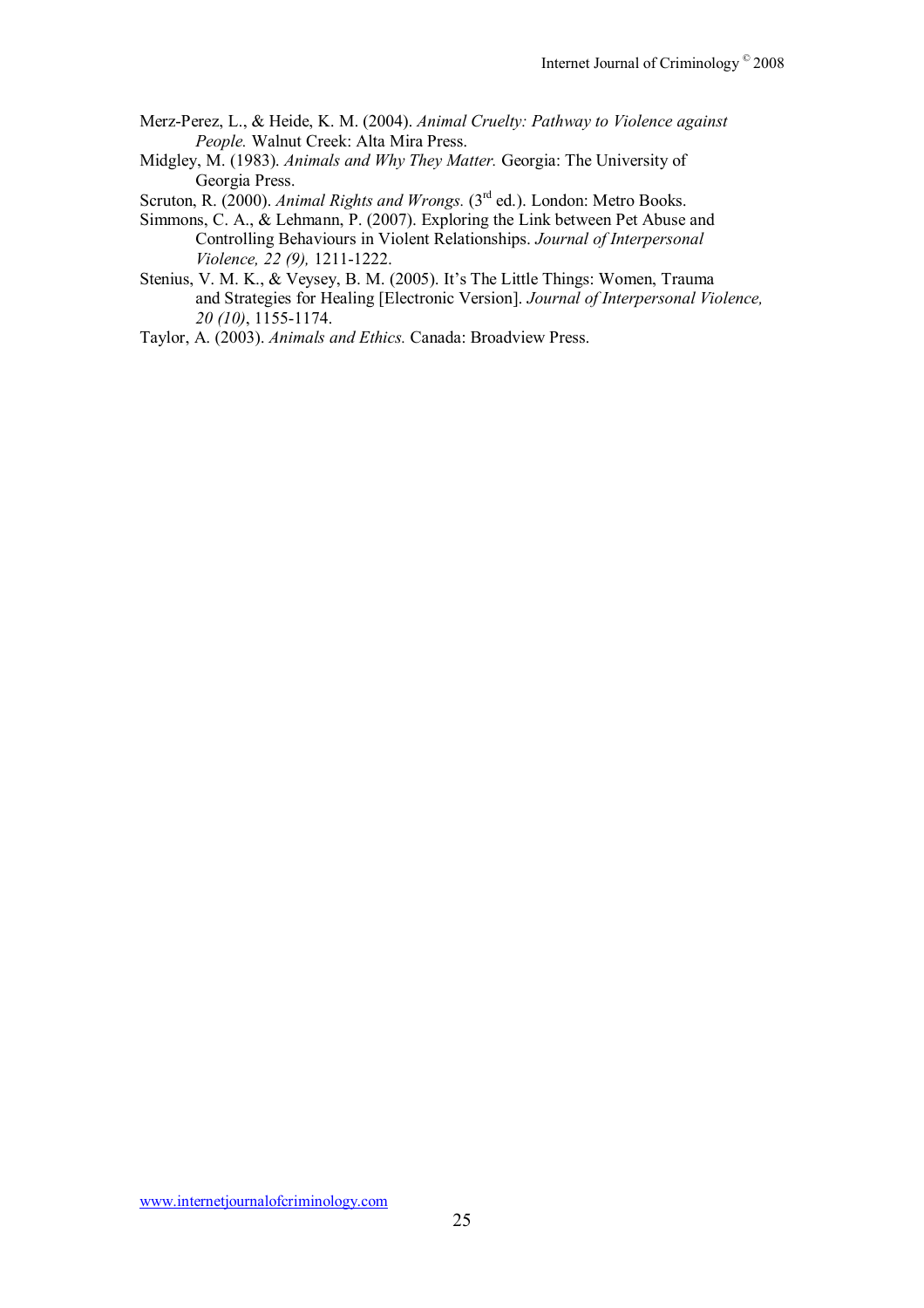Merz-Perez, L., & Heide, K. M. (2004). *Animal Cruelty: Pathway to Violence against People.* Walnut Creek: Alta Mira Press.

Midgley, M. (1983). *Animals and Why They Matter.* Georgia: The University of Georgia Press.

Scruton, R. (2000). *Animal Rights and Wrongs.* (3rd ed.). London: Metro Books.

Simmons, C. A., & Lehmann, P. (2007). Exploring the Link between Pet Abuse and Controlling Behaviours in Violent Relationships. *Journal of Interpersonal Violence, 22 (9),* 1211-1222.

Stenius, V. M. K., & Veysey, B. M. (2005). It's The Little Things: Women, Trauma and Strategies for Healing [Electronic Version]. *Journal of Interpersonal Violence, 20 (10)*, 1155-1174.

Taylor, A. (2003). *Animals and Ethics.* Canada: Broadview Press.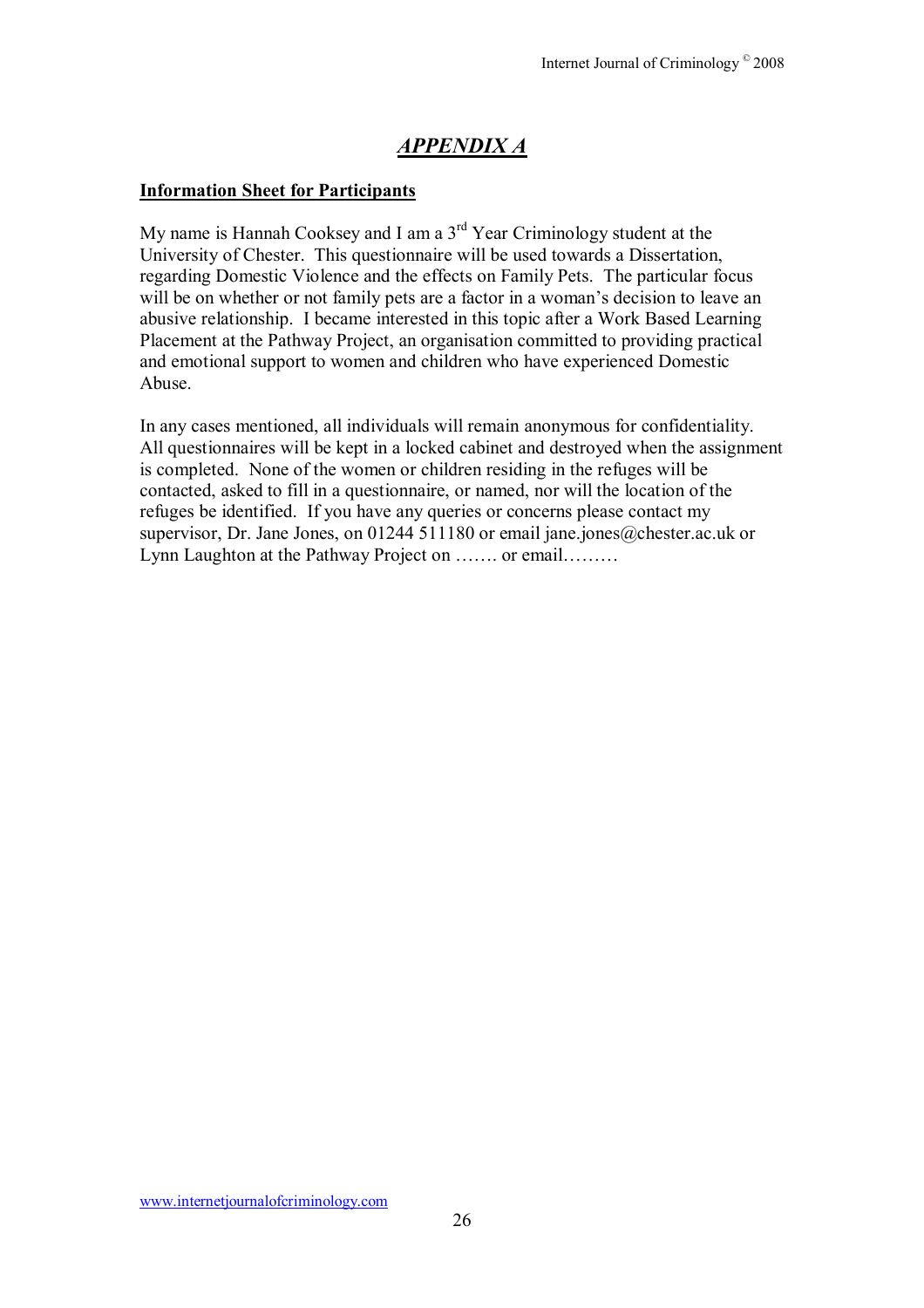# ***APPENDIX A***

**Information Sheet for Participants**

My name is Hannah Cooksey and I am a 3rd Year Criminology student at the University of Chester. This questionnaire will be used towards a Dissertation, regarding Domestic Violence and the effects on Family Pets. The particular focus will be on whether or not family pets are a factor in a woman's decision to leave an abusive relationship. I became interested in this topic after a Work Based Learning Placement at the Pathway Project, an organisation committed to providing practical and emotional support to women and children who have experienced Domestic Abuse.

In any cases mentioned, all individuals will remain anonymous for confidentiality. All questionnaires will be kept in a locked cabinet and destroyed when the assignment is completed. None of the women or children residing in the refuges will be contacted, asked to fill in a questionnaire, or named, nor will the location of the refuges be identified. If you have any queries or concerns please contact my supervisor, Dr. Jane Jones, on 01244 511180 or email jane.jones@chester.ac.uk or Lynn Laughton at the Pathway Project on ……. or email………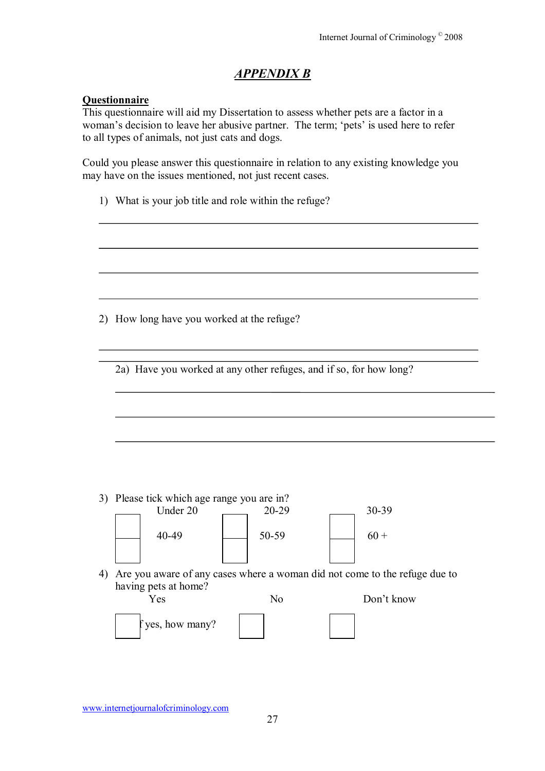## *APPENDIX B*

**Questionnaire**

This questionnaire will aid my Dissertation to assess whether pets are a factor in a woman's decision to leave her abusive partner. The term; 'pets' is used here to refer to all types of animals, not just cats and dogs.

Could you please answer this questionnaire in relation to any existing knowledge you may have on the issues mentioned, not just recent cases.

1) What is your job title and role within the refuge?

_______________________________________________

_______________________________________________

_______________________________________________

_______________________________________________

2) How long have you worked at the refuge?

_______________________________________________

_______________________________________________

2a) Have you worked at any other refuges, and if so, for how long?

_______________________________________________

_______________________________________________

_______________________________________________

3) Please tick which age range you are in?

☐ Under 20 ☐ 20-29 ☐ 30-39

☐ 40-49 ☐ 50-59 ☐ 60 +

4) Are you aware of any cases where a woman did not come to the refuge due to having pets at home?

☐ Yes ☐ No ☐ Don't know

If yes, how many?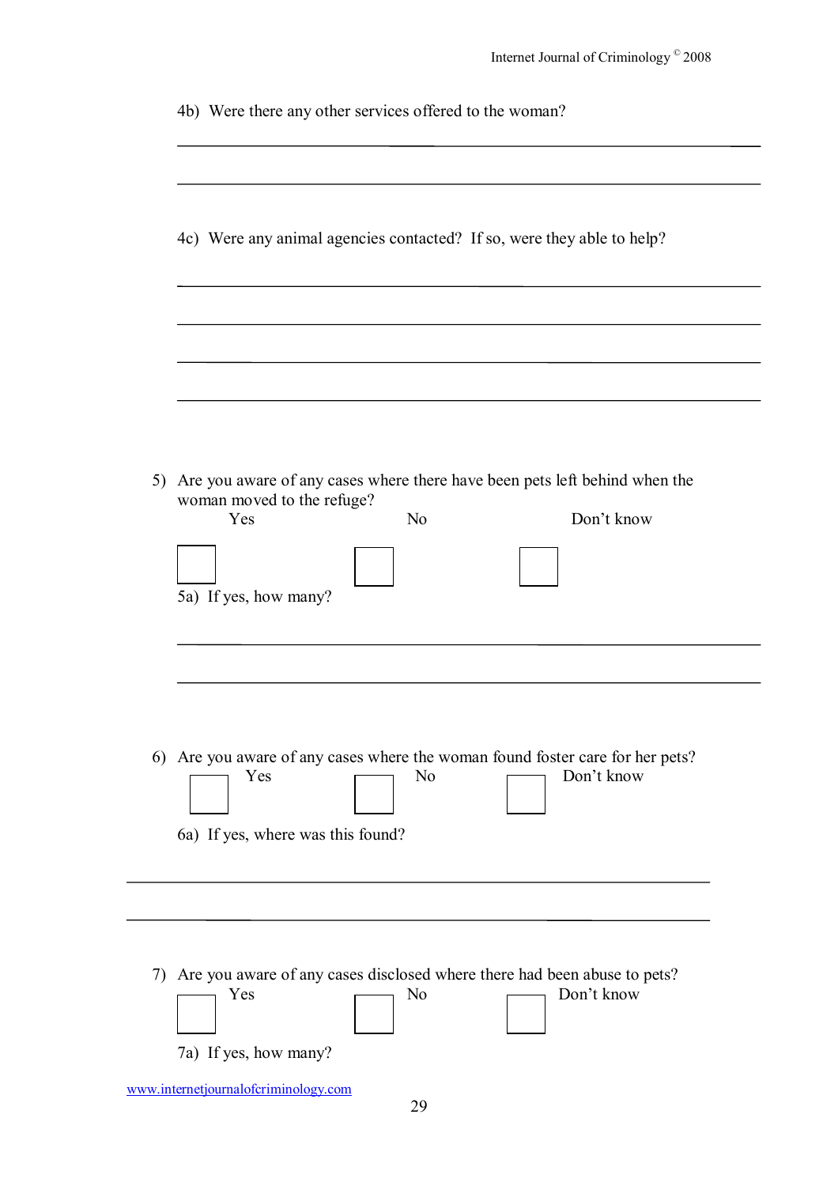4b) Were there any other services offered to the woman?

______________________________________________________________________

______________________________________________________________________

4c) Were any animal agencies contacted? If so, were they able to help?

______________________________________________________________________

______________________________________________________________________

______________________________________________________________________

______________________________________________________________________

5) Are you aware of any cases where there have been pets left behind when the woman moved to the refuge?

Yes ☐ No ☐ Don't know ☐

5a) If yes, how many?

______________________________________________________________________

______________________________________________________________________

6) Are you aware of any cases where the woman found foster care for her pets?

Yes ☐ No ☐ Don't know ☐

6a) If yes, where was this found?

______________________________________________________________________

______________________________________________________________________

7) Are you aware of any cases disclosed where there had been abuse to pets?

Yes ☐ No ☐ Don't know ☐

7a) If yes, how many?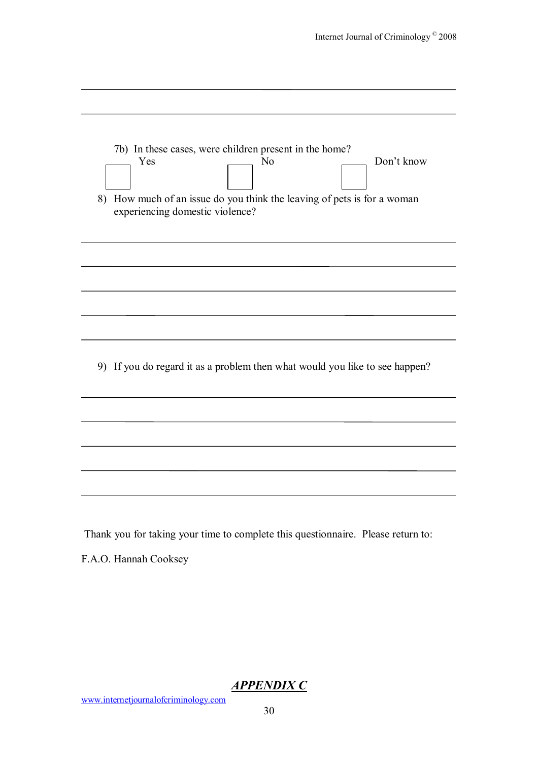\_\_\_\_\_\_\_\_\_\_\_\_\_\_\_\_\_\_\_\_\_\_\_\_\_\_\_\_\_\_\_\_\_\_\_\_\_\_\_\_\_\_\_\_\_\_\_\_\_\_\_\_\_\_\_\_\_\_\_\_\_\_\_\_\_\_

\_\_\_\_\_\_\_\_\_\_\_\_\_\_\_\_\_\_\_\_\_\_\_\_\_\_\_\_\_\_\_\_\_\_\_\_\_\_\_\_\_\_\_\_\_\_\_\_\_\_\_\_\_\_\_\_\_\_\_\_\_\_\_\_\_\_

7b) In these cases, were children present in the home?

☐ Yes ☐ No ☐ Don't know

8) How much of an issue do you think the leaving of pets is for a woman experiencing domestic violence?

\_\_\_\_\_\_\_\_\_\_\_\_\_\_\_\_\_\_\_\_\_\_\_\_\_\_\_\_\_\_\_\_\_\_\_\_\_\_\_\_\_\_\_\_\_\_\_\_\_\_\_\_\_\_\_\_\_\_\_\_\_\_\_\_\_\_

\_\_\_\_\_\_\_\_\_\_\_\_\_\_\_\_\_\_\_\_\_\_\_\_\_\_\_\_\_\_\_\_\_\_\_\_\_\_\_\_\_\_\_\_\_\_\_\_\_\_\_\_\_\_\_\_\_\_\_\_\_\_\_\_\_\_

\_\_\_\_\_\_\_\_\_\_\_\_\_\_\_\_\_\_\_\_\_\_\_\_\_\_\_\_\_\_\_\_\_\_\_\_\_\_\_\_\_\_\_\_\_\_\_\_\_\_\_\_\_\_\_\_\_\_\_\_\_\_\_\_\_\_

\_\_\_\_\_\_\_\_\_\_\_\_\_\_\_\_\_\_\_\_\_\_\_\_\_\_\_\_\_\_\_\_\_\_\_\_\_\_\_\_\_\_\_\_\_\_\_\_\_\_\_\_\_\_\_\_\_\_\_\_\_\_\_\_\_\_

\_\_\_\_\_\_\_\_\_\_\_\_\_\_\_\_\_\_\_\_\_\_\_\_\_\_\_\_\_\_\_\_\_\_\_\_\_\_\_\_\_\_\_\_\_\_\_\_\_\_\_\_\_\_\_\_\_\_\_\_\_\_\_\_\_\_

9) If you do regard it as a problem then what would you like to see happen?

\_\_\_\_\_\_\_\_\_\_\_\_\_\_\_\_\_\_\_\_\_\_\_\_\_\_\_\_\_\_\_\_\_\_\_\_\_\_\_\_\_\_\_\_\_\_\_\_\_\_\_\_\_\_\_\_\_\_\_\_\_\_\_\_\_\_

\_\_\_\_\_\_\_\_\_\_\_\_\_\_\_\_\_\_\_\_\_\_\_\_\_\_\_\_\_\_\_\_\_\_\_\_\_\_\_\_\_\_\_\_\_\_\_\_\_\_\_\_\_\_\_\_\_\_\_\_\_\_\_\_\_\_

\_\_\_\_\_\_\_\_\_\_\_\_\_\_\_\_\_\_\_\_\_\_\_\_\_\_\_\_\_\_\_\_\_\_\_\_\_\_\_\_\_\_\_\_\_\_\_\_\_\_\_\_\_\_\_\_\_\_\_\_\_\_\_\_\_\_

\_\_\_\_\_\_\_\_\_\_\_\_\_\_\_\_\_\_\_\_\_\_\_\_\_\_\_\_\_\_\_\_\_\_\_\_\_\_\_\_\_\_\_\_\_\_\_\_\_\_\_\_\_\_\_\_\_\_\_\_\_\_\_\_\_\_

\_\_\_\_\_\_\_\_\_\_\_\_\_\_\_\_\_\_\_\_\_\_\_\_\_\_\_\_\_\_\_\_\_\_\_\_\_\_\_\_\_\_\_\_\_\_\_\_\_\_\_\_\_\_\_\_\_\_\_\_\_\_\_\_\_\_

Thank you for taking your time to complete this questionnaire. Please return to:

F.A.O. Hannah Cooksey

## ***APPENDIX C***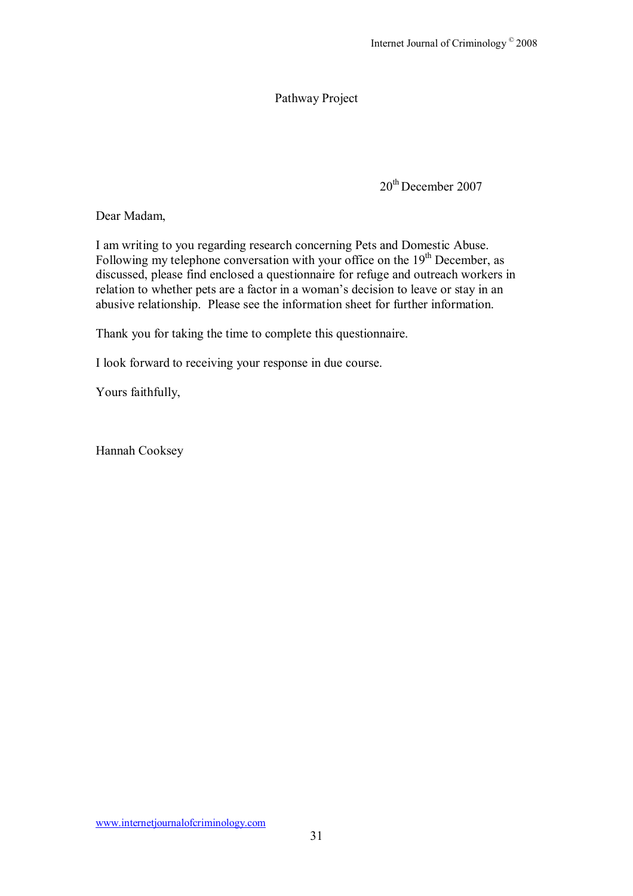Pathway Project

20th December 2007

Dear Madam,

I am writing to you regarding research concerning Pets and Domestic Abuse. Following my telephone conversation with your office on the 19th December, as discussed, please find enclosed a questionnaire for refuge and outreach workers in relation to whether pets are a factor in a woman's decision to leave or stay in an abusive relationship. Please see the information sheet for further information.

Thank you for taking the time to complete this questionnaire.

I look forward to receiving your response in due course.

Yours faithfully,

Hannah Cooksey